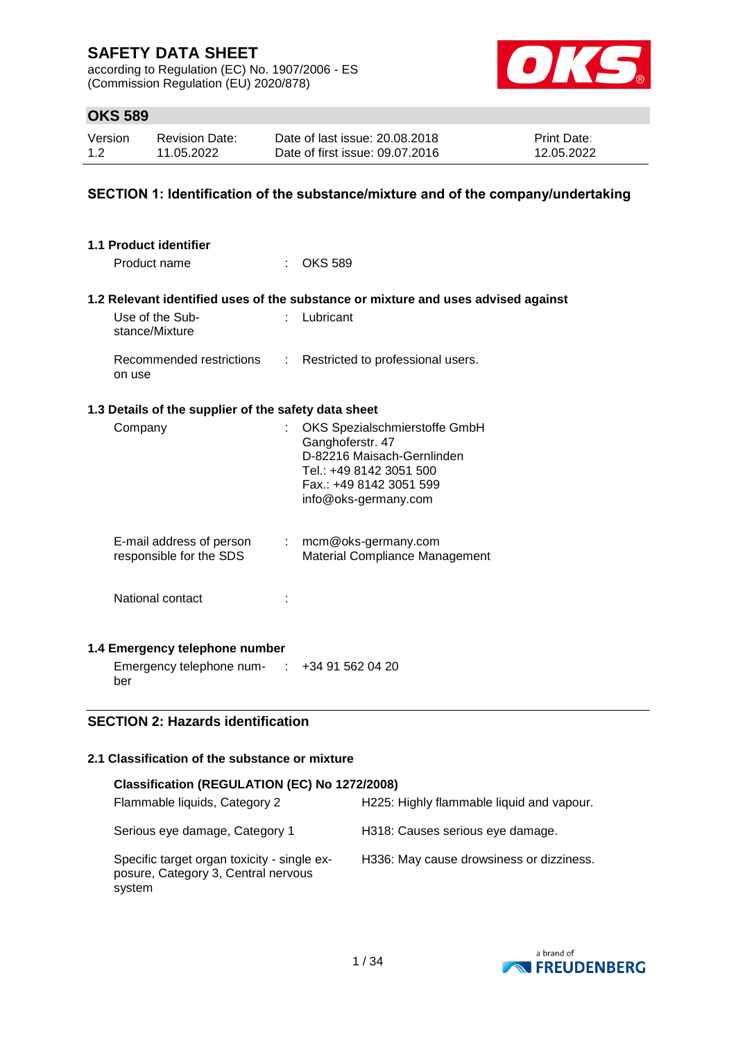# SAFETY DATA SHEET

according to Regulation (EC) No. 1907/2006 - ES
(Commission Regulation (EU) 2020/878)

## OKS 589

| Version | Revision Date: | Date of last issue: 20.08.2018 | Print Date: |
|---|---|---|---|
| 1.2 | 11.05.2022 | Date of first issue: 09.07.2016 | 12.05.2022 |

## SECTION 1: Identification of the substance/mixture and of the company/undertaking

### 1.1 Product identifier

Product name : OKS 589

### 1.2 Relevant identified uses of the substance or mixture and uses advised against

Use of the Substance/Mixture : Lubricant

Recommended restrictions on use : Restricted to professional users.

### 1.3 Details of the supplier of the safety data sheet

Company : OKS Spezialschmierstoffe GmbH
Ganghoferstr. 47
D-82216 Maisach-Gernlinden
Tel.: +49 8142 3051 500
Fax.: +49 8142 3051 599
info@oks-germany.com

E-mail address of person responsible for the SDS : mcm@oks-germany.com
Material Compliance Management

National contact :

### 1.4 Emergency telephone number

Emergency telephone number : +34 91 562 04 20

## SECTION 2: Hazards identification

### 2.1 Classification of the substance or mixture

**Classification (REGULATION (EC) No 1272/2008)**

| | |
|---|---|
| Flammable liquids, Category 2 | H225: Highly flammable liquid and vapour. |
| Serious eye damage, Category 1 | H318: Causes serious eye damage. |
| Specific target organ toxicity - single exposure, Category 3, Central nervous system | H336: May cause drowsiness or dizziness. |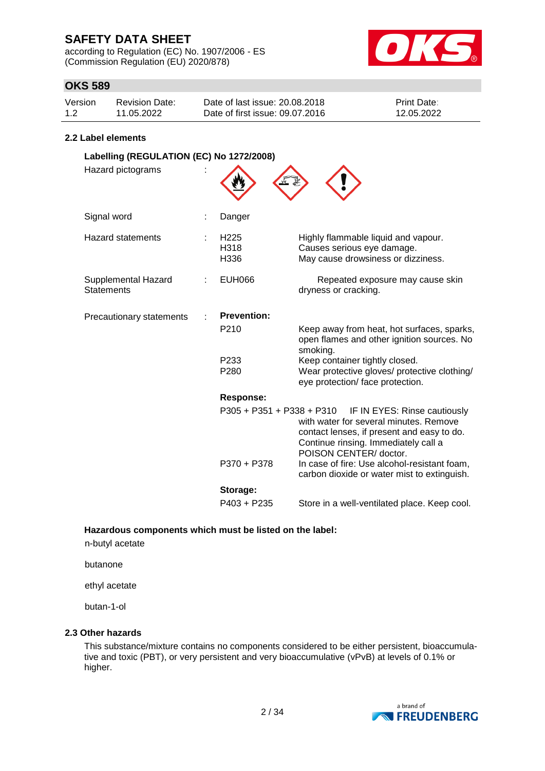## 2.2 Label elements

**Labelling (REGULATION (EC) No 1272/2008)**

| | | | |
|---|---|---|---|
| Hazard pictograms | : | | |
| Signal word | : | Danger | |
| Hazard statements | : | H225<br>H318<br>H336 | Highly flammable liquid and vapour.<br>Causes serious eye damage.<br>May cause drowsiness or dizziness. |
| Supplemental Hazard Statements | : | EUH066 | Repeated exposure may cause skin dryness or cracking. |
| Precautionary statements | : | **Prevention:** | |
| | | P210 | Keep away from heat, hot surfaces, sparks, open flames and other ignition sources. No smoking. |
| | | P233 | Keep container tightly closed. |
| | | P280 | Wear protective gloves/ protective clothing/ eye protection/ face protection. |
| | | **Response:** | |
| | | P305 + P351 + P338 + P310 | IF IN EYES: Rinse cautiously with water for several minutes. Remove contact lenses, if present and easy to do. Continue rinsing. Immediately call a POISON CENTER/ doctor. |
| | | P370 + P378 | In case of fire: Use alcohol-resistant foam, carbon dioxide or water mist to extinguish. |
| | | **Storage:** | |
| | | P403 + P235 | Store in a well-ventilated place. Keep cool. |

**Hazardous components which must be listed on the label:**

n-butyl acetate

butanone

ethyl acetate

butan-1-ol

## 2.3 Other hazards

This substance/mixture contains no components considered to be either persistent, bioaccumulative and toxic (PBT), or very persistent and very bioaccumulative (vPvB) at levels of 0.1% or higher.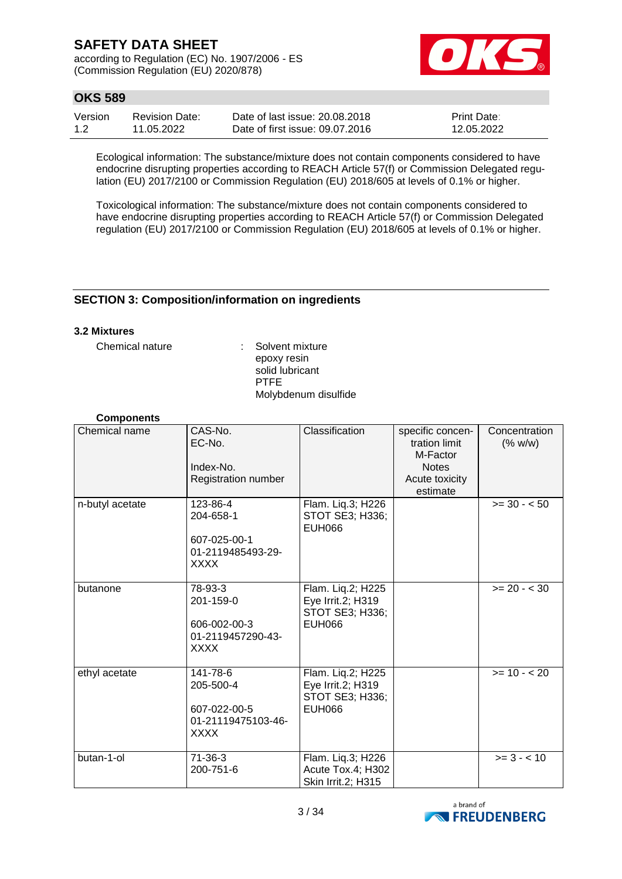Ecological information: The substance/mixture does not contain components considered to have endocrine disrupting properties according to REACH Article 57(f) or Commission Delegated regulation (EU) 2017/2100 or Commission Regulation (EU) 2018/605 at levels of 0.1% or higher.

Toxicological information: The substance/mixture does not contain components considered to have endocrine disrupting properties according to REACH Article 57(f) or Commission Delegated regulation (EU) 2017/2100 or Commission Regulation (EU) 2018/605 at levels of 0.1% or higher.

## SECTION 3: Composition/information on ingredients

### 3.2 Mixtures

Chemical nature : Solvent mixture
epoxy resin
solid lubricant
PTFE
Molybdenum disulfide

**Components**

| Chemical name | CAS-No.<br>EC-No.<br><br>Index-No.<br>Registration number | Classification | specific concentration limit<br>M-Factor<br>Notes<br>Acute toxicity estimate | Concentration (% w/w) |
|---|---|---|---|---|
| n-butyl acetate | 123-86-4<br>204-658-1<br><br>607-025-00-1<br>01-2119485493-29-XXXX | Flam. Liq.3; H226<br>STOT SE3; H336;<br>EUH066 | | >= 30 - < 50 |
| butanone | 78-93-3<br>201-159-0<br><br>606-002-00-3<br>01-2119457290-43-XXXX | Flam. Liq.2; H225<br>Eye Irrit.2; H319<br>STOT SE3; H336;<br>EUH066 | | >= 20 - < 30 |
| ethyl acetate | 141-78-6<br>205-500-4<br><br>607-022-00-5<br>01-21119475103-46-XXXX | Flam. Liq.2; H225<br>Eye Irrit.2; H319<br>STOT SE3; H336;<br>EUH066 | | >= 10 - < 20 |
| butan-1-ol | 71-36-3<br>200-751-6 | Flam. Liq.3; H226<br>Acute Tox.4; H302<br>Skin Irrit.2; H315 | | >= 3 - < 10 |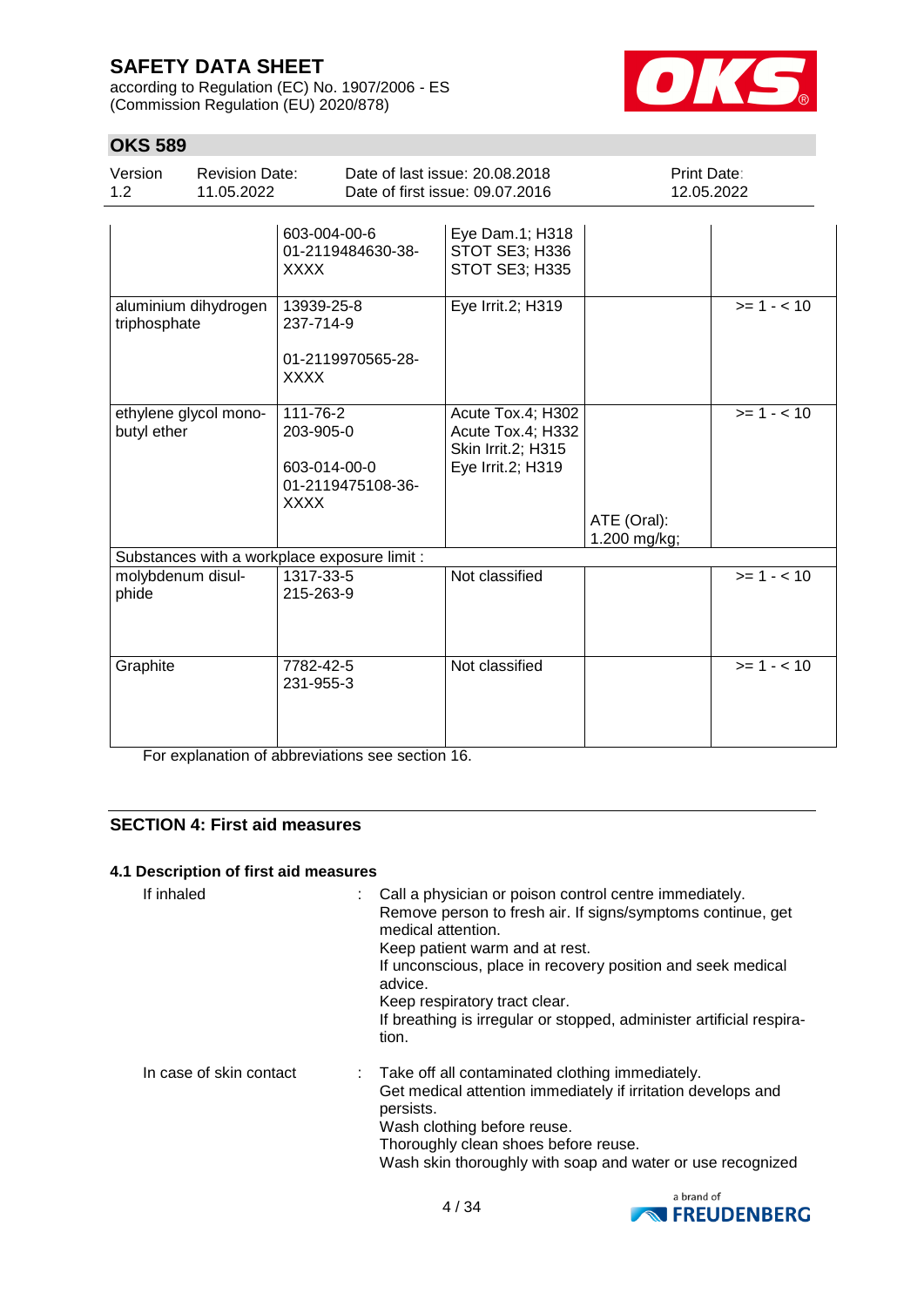| | | | | |
|---|---|---|---|---|
| | 603-004-00-6<br>01-2119484630-38-XXXX | Eye Dam.1; H318<br>STOT SE3; H336<br>STOT SE3; H335 | | |
| aluminium dihydrogen triphosphate | 13939-25-8<br>237-714-9<br><br>01-2119970565-28-XXXX | Eye Irrit.2; H319 | | >= 1 - < 10 |
| ethylene glycol mono-butyl ether | 111-76-2<br>203-905-0<br><br>603-014-00-0<br>01-2119475108-36-XXXX | Acute Tox.4; H302<br>Acute Tox.4; H332<br>Skin Irrit.2; H315<br>Eye Irrit.2; H319 | ATE (Oral):<br>1.200 mg/kg; | >= 1 - < 10 |
| Substances with a workplace exposure limit : | | | | |
| molybdenum disul-phide | 1317-33-5<br>215-263-9 | Not classified | | >= 1 - < 10 |
| Graphite | 7782-42-5<br>231-955-3 | Not classified | | >= 1 - < 10 |

For explanation of abbreviations see section 16.

## SECTION 4: First aid measures

### 4.1 Description of first aid measures

If inhaled : Call a physician or poison control centre immediately.
Remove person to fresh air. If signs/symptoms continue, get medical attention.
Keep patient warm and at rest.
If unconscious, place in recovery position and seek medical advice.
Keep respiratory tract clear.
If breathing is irregular or stopped, administer artificial respiration.

In case of skin contact : Take off all contaminated clothing immediately.
Get medical attention immediately if irritation develops and persists.
Wash clothing before reuse.
Thoroughly clean shoes before reuse.
Wash skin thoroughly with soap and water or use recognized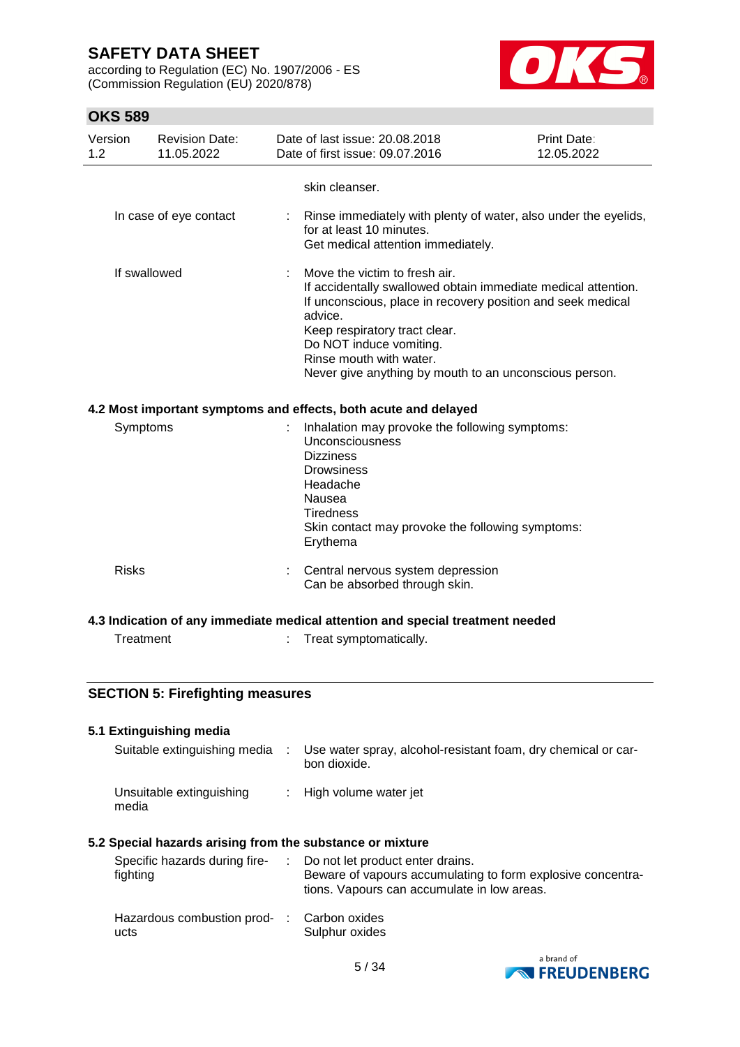skin cleanser.

| | | |
|---|---|---|
| In case of eye contact | : | Rinse immediately with plenty of water, also under the eyelids, for at least 10 minutes.<br>Get medical attention immediately. |
| If swallowed | : | Move the victim to fresh air.<br>If accidentally swallowed obtain immediate medical attention.<br>If unconscious, place in recovery position and seek medical advice.<br>Keep respiratory tract clear.<br>Do NOT induce vomiting.<br>Rinse mouth with water.<br>Never give anything by mouth to an unconscious person. |

### 4.2 Most important symptoms and effects, both acute and delayed

| | | |
|---|---|---|
| Symptoms | : | Inhalation may provoke the following symptoms:<br>Unconsciousness<br>Dizziness<br>Drowsiness<br>Headache<br>Nausea<br>Tiredness<br>Skin contact may provoke the following symptoms:<br>Erythema |
| Risks | : | Central nervous system depression<br>Can be absorbed through skin. |

### 4.3 Indication of any immediate medical attention and special treatment needed

| | | |
|---|---|---|
| Treatment | : | Treat symptomatically. |

## SECTION 5: Firefighting measures

### 5.1 Extinguishing media

| | | |
|---|---|---|
| Suitable extinguishing media | : | Use water spray, alcohol-resistant foam, dry chemical or carbon dioxide. |
| Unsuitable extinguishing media | : | High volume water jet |

### 5.2 Special hazards arising from the substance or mixture

| | | |
|---|---|---|
| Specific hazards during firefighting | : | Do not let product enter drains.<br>Beware of vapours accumulating to form explosive concentrations. Vapours can accumulate in low areas. |
| Hazardous combustion products | : | Carbon oxides<br>Sulphur oxides |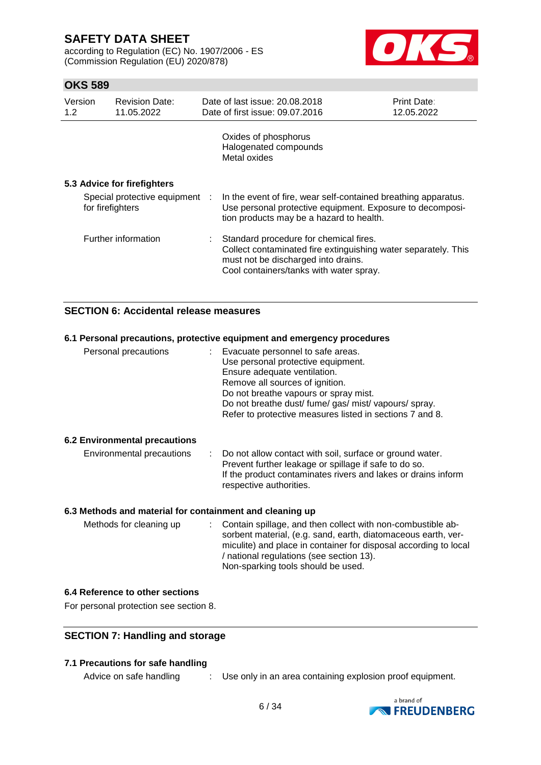Oxides of phosphorus
Halogenated compounds
Metal oxides

### 5.3 Advice for firefighters

Special protective equipment for firefighters : In the event of fire, wear self-contained breathing apparatus. Use personal protective equipment. Exposure to decomposition products may be a hazard to health.

Further information : Standard procedure for chemical fires.
Collect contaminated fire extinguishing water separately. This must not be discharged into drains.
Cool containers/tanks with water spray.

## SECTION 6: Accidental release measures

### 6.1 Personal precautions, protective equipment and emergency procedures

Personal precautions : Evacuate personnel to safe areas.
Use personal protective equipment.
Ensure adequate ventilation.
Remove all sources of ignition.
Do not breathe vapours or spray mist.
Do not breathe dust/ fume/ gas/ mist/ vapours/ spray.
Refer to protective measures listed in sections 7 and 8.

### 6.2 Environmental precautions

Environmental precautions : Do not allow contact with soil, surface or ground water.
Prevent further leakage or spillage if safe to do so.
If the product contaminates rivers and lakes or drains inform respective authorities.

### 6.3 Methods and material for containment and cleaning up

Methods for cleaning up : Contain spillage, and then collect with non-combustible absorbent material, (e.g. sand, earth, diatomaceous earth, vermiculite) and place in container for disposal according to local / national regulations (see section 13).
Non-sparking tools should be used.

### 6.4 Reference to other sections

For personal protection see section 8.

## SECTION 7: Handling and storage

### 7.1 Precautions for safe handling

Advice on safe handling : Use only in an area containing explosion proof equipment.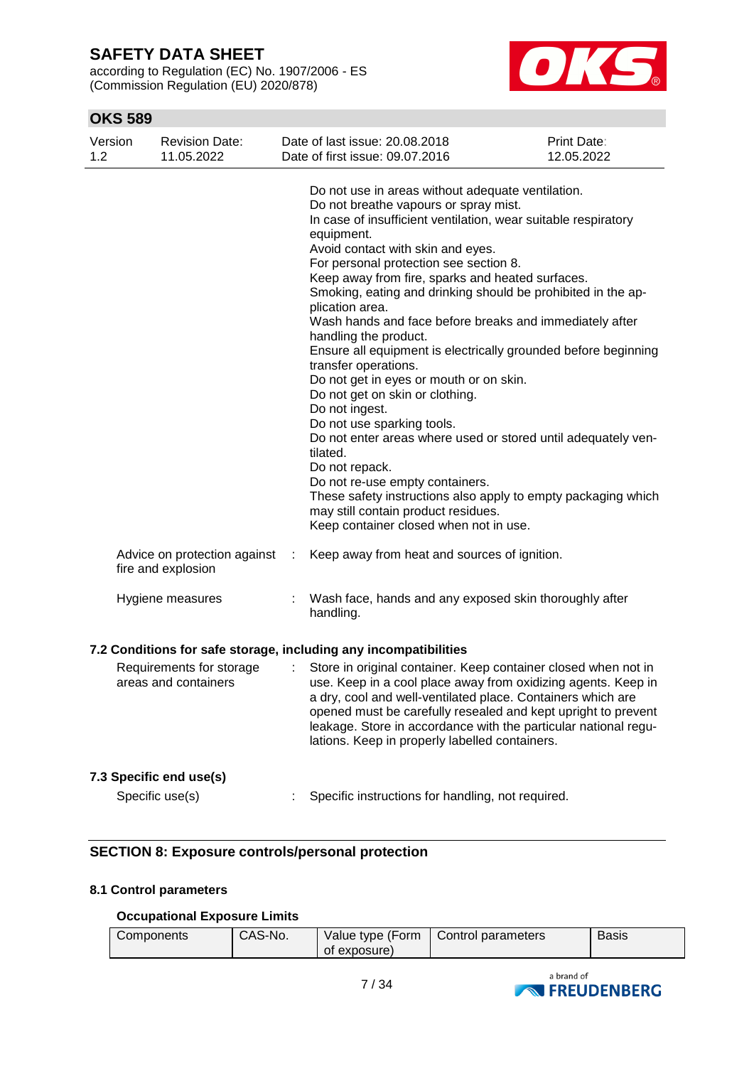Do not use in areas without adequate ventilation.
Do not breathe vapours or spray mist.
In case of insufficient ventilation, wear suitable respiratory equipment.
Avoid contact with skin and eyes.
For personal protection see section 8.
Keep away from fire, sparks and heated surfaces.
Smoking, eating and drinking should be prohibited in the application area.
Wash hands and face before breaks and immediately after handling the product.
Ensure all equipment is electrically grounded before beginning transfer operations.
Do not get in eyes or mouth or on skin.
Do not get on skin or clothing.
Do not ingest.
Do not use sparking tools.
Do not enter areas where used or stored until adequately ventilated.
Do not repack.
Do not re-use empty containers.
These safety instructions also apply to empty packaging which may still contain product residues.
Keep container closed when not in use.

Advice on protection against fire and explosion : Keep away from heat and sources of ignition.

Hygiene measures : Wash face, hands and any exposed skin thoroughly after handling.

### 7.2 Conditions for safe storage, including any incompatibilities

Requirements for storage areas and containers : Store in original container. Keep container closed when not in use. Keep in a cool place away from oxidizing agents. Keep in a dry, cool and well-ventilated place. Containers which are opened must be carefully resealed and kept upright to prevent leakage. Store in accordance with the particular national regulations. Keep in properly labelled containers.

### 7.3 Specific end use(s)

Specific use(s) : Specific instructions for handling, not required.

## SECTION 8: Exposure controls/personal protection

### 8.1 Control parameters

**Occupational Exposure Limits**

| Components | CAS-No. | Value type (Form of exposure) | Control parameters | Basis |
|---|---|---|---|---|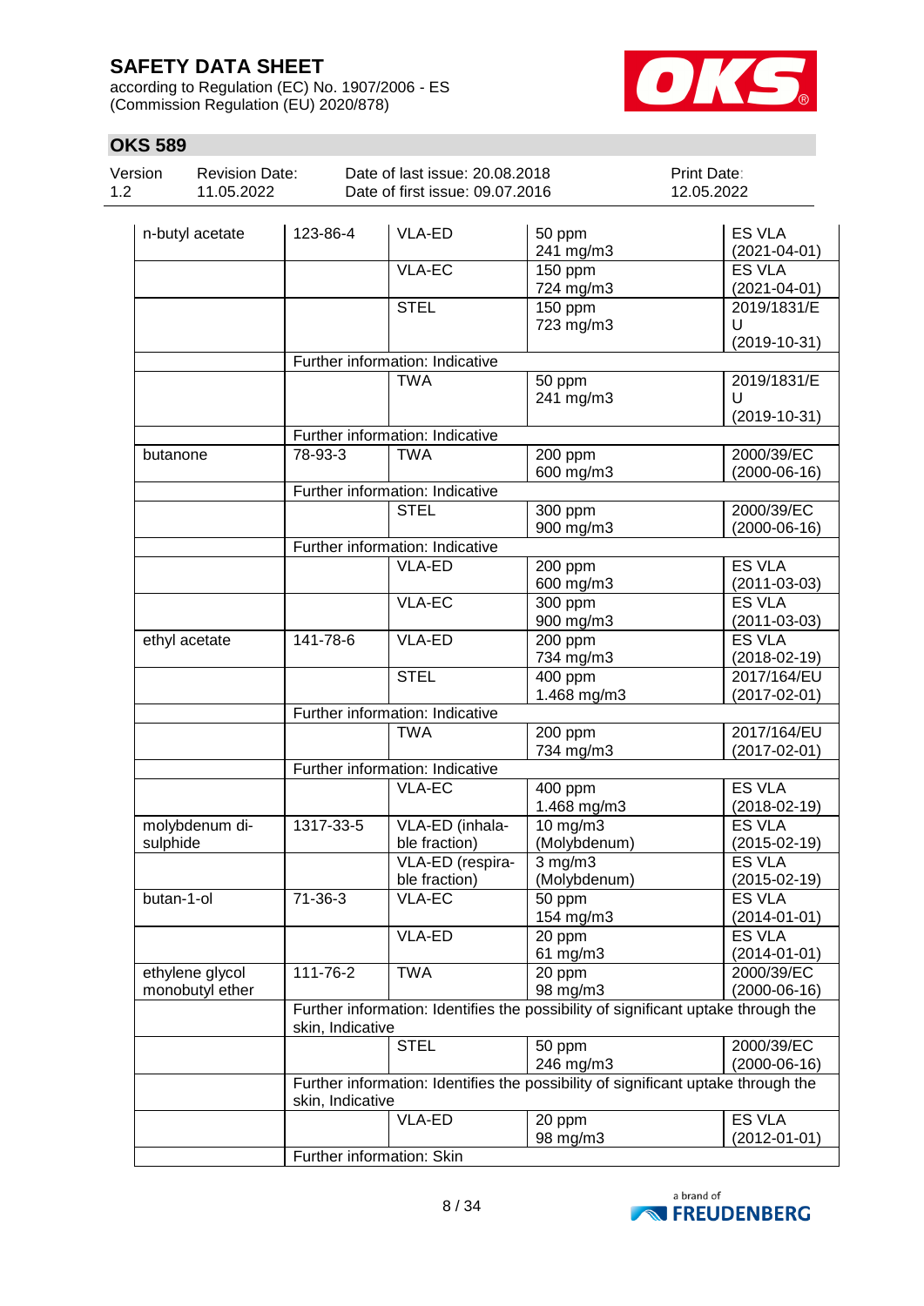# SAFETY DATA SHEET

according to Regulation (EC) No. 1907/2006 - ES (Commission Regulation (EU) 2020/878)

## OKS 589

| Version | Revision Date: | Date of last issue: 20.08.2018 | Print Date: |
|---|---|---|---|
| 1.2 | 11.05.2022 | Date of first issue: 09.07.2016 | 12.05.2022 |

| | | | | |
|---|---|---|---|---|
| n-butyl acetate | 123-86-4 | VLA-ED | 50 ppm<br>241 mg/m3 | ES VLA<br>(2021-04-01) |
| | | VLA-EC | 150 ppm<br>724 mg/m3 | ES VLA<br>(2021-04-01) |
| | | STEL | 150 ppm<br>723 mg/m3 | 2019/1831/EU<br>(2019-10-31) |
| | Further information: Indicative | | | |
| | | TWA | 50 ppm<br>241 mg/m3 | 2019/1831/EU<br>(2019-10-31) |
| | Further information: Indicative | | | |
| butanone | 78-93-3 | TWA | 200 ppm<br>600 mg/m3 | 2000/39/EC<br>(2000-06-16) |
| | Further information: Indicative | | | |
| | | STEL | 300 ppm<br>900 mg/m3 | 2000/39/EC<br>(2000-06-16) |
| | Further information: Indicative | | | |
| | | VLA-ED | 200 ppm<br>600 mg/m3 | ES VLA<br>(2011-03-03) |
| | | VLA-EC | 300 ppm<br>900 mg/m3 | ES VLA<br>(2011-03-03) |
| ethyl acetate | 141-78-6 | VLA-ED | 200 ppm<br>734 mg/m3 | ES VLA<br>(2018-02-19) |
| | | STEL | 400 ppm<br>1.468 mg/m3 | 2017/164/EU<br>(2017-02-01) |
| | Further information: Indicative | | | |
| | | TWA | 200 ppm<br>734 mg/m3 | 2017/164/EU<br>(2017-02-01) |
| | Further information: Indicative | | | |
| | | VLA-EC | 400 ppm<br>1.468 mg/m3 | ES VLA<br>(2018-02-19) |
| molybdenum disulphide | 1317-33-5 | VLA-ED (inhalable fraction) | 10 mg/m3<br>(Molybdenum) | ES VLA<br>(2015-02-19) |
| | | VLA-ED (respirable fraction) | 3 mg/m3<br>(Molybdenum) | ES VLA<br>(2015-02-19) |
| butan-1-ol | 71-36-3 | VLA-EC | 50 ppm<br>154 mg/m3 | ES VLA<br>(2014-01-01) |
| | | VLA-ED | 20 ppm<br>61 mg/m3 | ES VLA<br>(2014-01-01) |
| ethylene glycol monobutyl ether | 111-76-2 | TWA | 20 ppm<br>98 mg/m3 | 2000/39/EC<br>(2000-06-16) |
| | Further information: Identifies the possibility of significant uptake through the skin, Indicative | | | |
| | | STEL | 50 ppm<br>246 mg/m3 | 2000/39/EC<br>(2000-06-16) |
| | Further information: Identifies the possibility of significant uptake through the skin, Indicative | | | |
| | | VLA-ED | 20 ppm<br>98 mg/m3 | ES VLA<br>(2012-01-01) |
| | Further information: Skin | | | |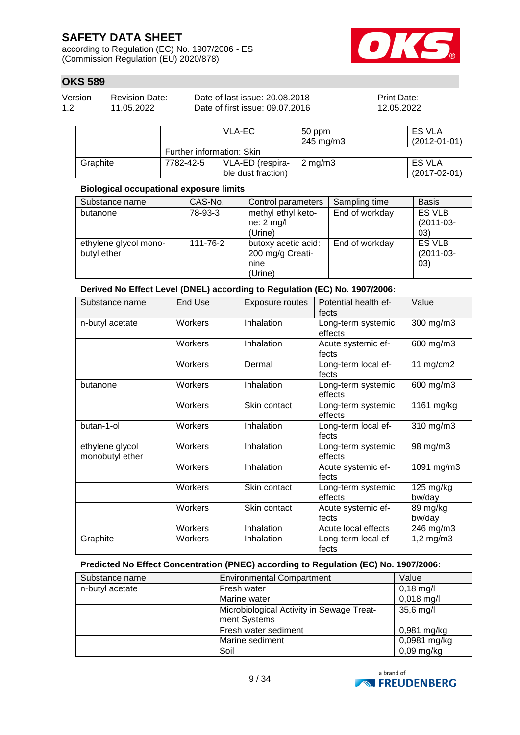| | | VLA-EC | 50 ppm<br>245 mg/m3 | ES VLA<br>(2012-01-01) |
|---|---|---|---|---|
| | Further information: Skin | | | |
| Graphite | 7782-42-5 | VLA-ED (respirable dust fraction) | 2 mg/m3 | ES VLA<br>(2017-02-01) |

**Biological occupational exposure limits**

| Substance name | CAS-No. | Control parameters | Sampling time | Basis |
|---|---|---|---|---|
| butanone | 78-93-3 | methyl ethyl ketone: 2 mg/l<br>(Urine) | End of workday | ES VLB<br>(2011-03-03) |
| ethylene glycol monobutyl ether | 111-76-2 | butoxy acetic acid: 200 mg/g Creatinine<br>(Urine) | End of workday | ES VLB<br>(2011-03-03) |

**Derived No Effect Level (DNEL) according to Regulation (EC) No. 1907/2006:**

| Substance name | End Use | Exposure routes | Potential health effects | Value |
|---|---|---|---|---|
| n-butyl acetate | Workers | Inhalation | Long-term systemic effects | 300 mg/m3 |
| | Workers | Inhalation | Acute systemic effects | 600 mg/m3 |
| | Workers | Dermal | Long-term local effects | 11 mg/cm2 |
| butanone | Workers | Inhalation | Long-term systemic effects | 600 mg/m3 |
| | Workers | Skin contact | Long-term systemic effects | 1161 mg/kg |
| butan-1-ol | Workers | Inhalation | Long-term local effects | 310 mg/m3 |
| ethylene glycol monobutyl ether | Workers | Inhalation | Long-term systemic effects | 98 mg/m3 |
| | Workers | Inhalation | Acute systemic effects | 1091 mg/m3 |
| | Workers | Skin contact | Long-term systemic effects | 125 mg/kg bw/day |
| | Workers | Skin contact | Acute systemic effects | 89 mg/kg bw/day |
| | Workers | Inhalation | Acute local effects | 246 mg/m3 |
| Graphite | Workers | Inhalation | Long-term local effects | 1,2 mg/m3 |

**Predicted No Effect Concentration (PNEC) according to Regulation (EC) No. 1907/2006:**

| Substance name | Environmental Compartment | Value |
|---|---|---|
| n-butyl acetate | Fresh water | 0,18 mg/l |
| | Marine water | 0,018 mg/l |
| | Microbiological Activity in Sewage Treatment Systems | 35,6 mg/l |
| | Fresh water sediment | 0,981 mg/kg |
| | Marine sediment | 0,0981 mg/kg |
| | Soil | 0,09 mg/kg |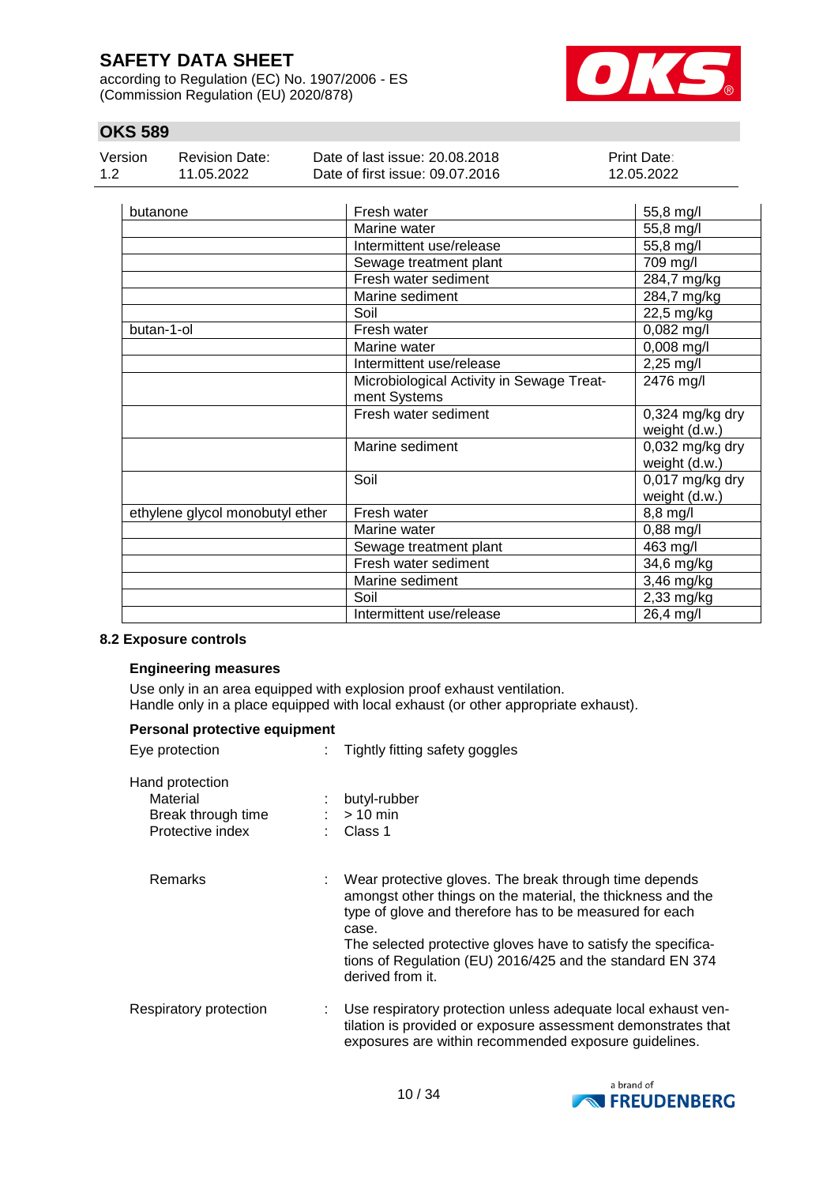| | | |
|---|---|---|
| butanone | Fresh water | 55,8 mg/l |
| | Marine water | 55,8 mg/l |
| | Intermittent use/release | 55,8 mg/l |
| | Sewage treatment plant | 709 mg/l |
| | Fresh water sediment | 284,7 mg/kg |
| | Marine sediment | 284,7 mg/kg |
| | Soil | 22,5 mg/kg |
| butan-1-ol | Fresh water | 0,082 mg/l |
| | Marine water | 0,008 mg/l |
| | Intermittent use/release | 2,25 mg/l |
| | Microbiological Activity in Sewage Treatment Systems | 2476 mg/l |
| | Fresh water sediment | 0,324 mg/kg dry weight (d.w.) |
| | Marine sediment | 0,032 mg/kg dry weight (d.w.) |
| | Soil | 0,017 mg/kg dry weight (d.w.) |
| ethylene glycol monobutyl ether | Fresh water | 8,8 mg/l |
| | Marine water | 0,88 mg/l |
| | Sewage treatment plant | 463 mg/l |
| | Fresh water sediment | 34,6 mg/kg |
| | Marine sediment | 3,46 mg/kg |
| | Soil | 2,33 mg/kg |
| | Intermittent use/release | 26,4 mg/l |

### 8.2 Exposure controls

**Engineering measures**

Use only in an area equipped with explosion proof exhaust ventilation.
Handle only in a place equipped with local exhaust (or other appropriate exhaust).

**Personal protective equipment**

Eye protection : Tightly fitting safety goggles

Hand protection
- Material : butyl-rubber
- Break through time : > 10 min
- Protective index : Class 1

Remarks : Wear protective gloves. The break through time depends amongst other things on the material, the thickness and the type of glove and therefore has to be measured for each case.
The selected protective gloves have to satisfy the specifications of Regulation (EU) 2016/425 and the standard EN 374 derived from it.

Respiratory protection : Use respiratory protection unless adequate local exhaust ventilation is provided or exposure assessment demonstrates that exposures are within recommended exposure guidelines.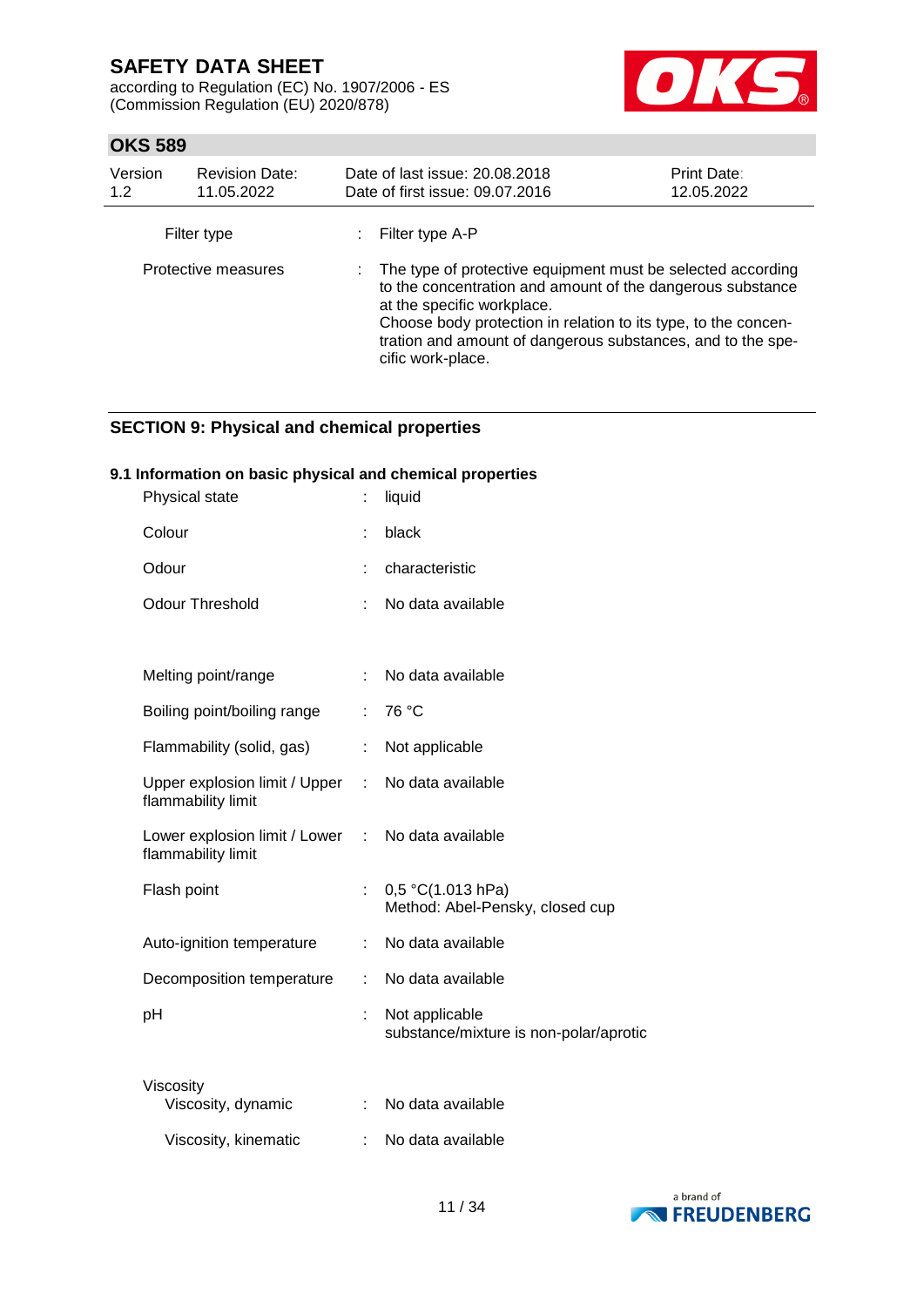| | | |
|---|---|---|
| Filter type | : | Filter type A-P |
| Protective measures | : | The type of protective equipment must be selected according to the concentration and amount of the dangerous substance at the specific workplace.<br>Choose body protection in relation to its type, to the concentration and amount of dangerous substances, and to the specific work-place. |

## SECTION 9: Physical and chemical properties

### 9.1 Information on basic physical and chemical properties

| | | |
|---|---|---|
| Physical state | : | liquid |
| Colour | : | black |
| Odour | : | characteristic |
| Odour Threshold | : | No data available |
| Melting point/range | : | No data available |
| Boiling point/boiling range | : | 76 °C |
| Flammability (solid, gas) | : | Not applicable |
| Upper explosion limit / Upper flammability limit | : | No data available |
| Lower explosion limit / Lower flammability limit | : | No data available |
| Flash point | : | 0,5 °C(1.013 hPa)<br>Method: Abel-Pensky, closed cup |
| Auto-ignition temperature | : | No data available |
| Decomposition temperature | : | No data available |
| pH | : | Not applicable<br>substance/mixture is non-polar/aprotic |
| Viscosity | | |
| Viscosity, dynamic | : | No data available |
| Viscosity, kinematic | : | No data available |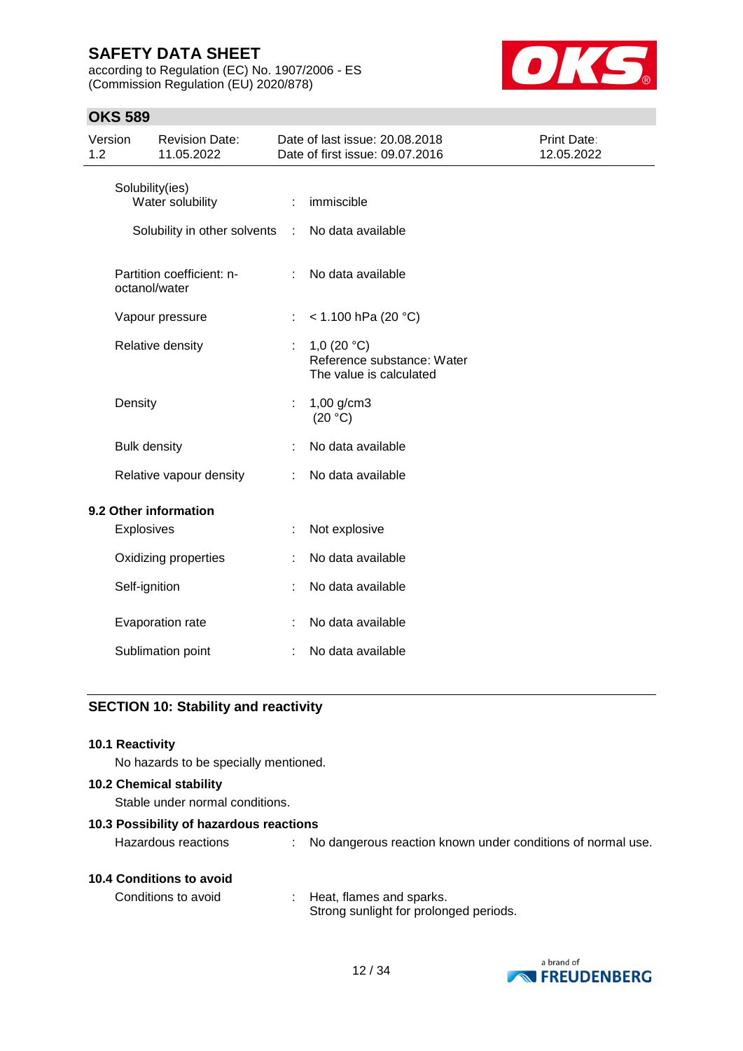| | | |
|---|---|---|
| Solubility(ies) | | |
| Water solubility | : | immiscible |
| Solubility in other solvents | : | No data available |
| Partition coefficient: n-octanol/water | : | No data available |
| Vapour pressure | : | < 1.100 hPa (20 °C) |
| Relative density | : | 1,0 (20 °C)<br>Reference substance: Water<br>The value is calculated |
| Density | : | 1,00 g/cm3<br>(20 °C) |
| Bulk density | : | No data available |
| Relative vapour density | : | No data available |

**9.2 Other information**

| | | |
|---|---|---|
| Explosives | : | Not explosive |
| Oxidizing properties | : | No data available |
| Self-ignition | : | No data available |
| Evaporation rate | : | No data available |
| Sublimation point | : | No data available |

## SECTION 10: Stability and reactivity

**10.1 Reactivity**

No hazards to be specially mentioned.

**10.2 Chemical stability**

Stable under normal conditions.

**10.3 Possibility of hazardous reactions**

Hazardous reactions : No dangerous reaction known under conditions of normal use.

**10.4 Conditions to avoid**

Conditions to avoid : Heat, flames and sparks.
Strong sunlight for prolonged periods.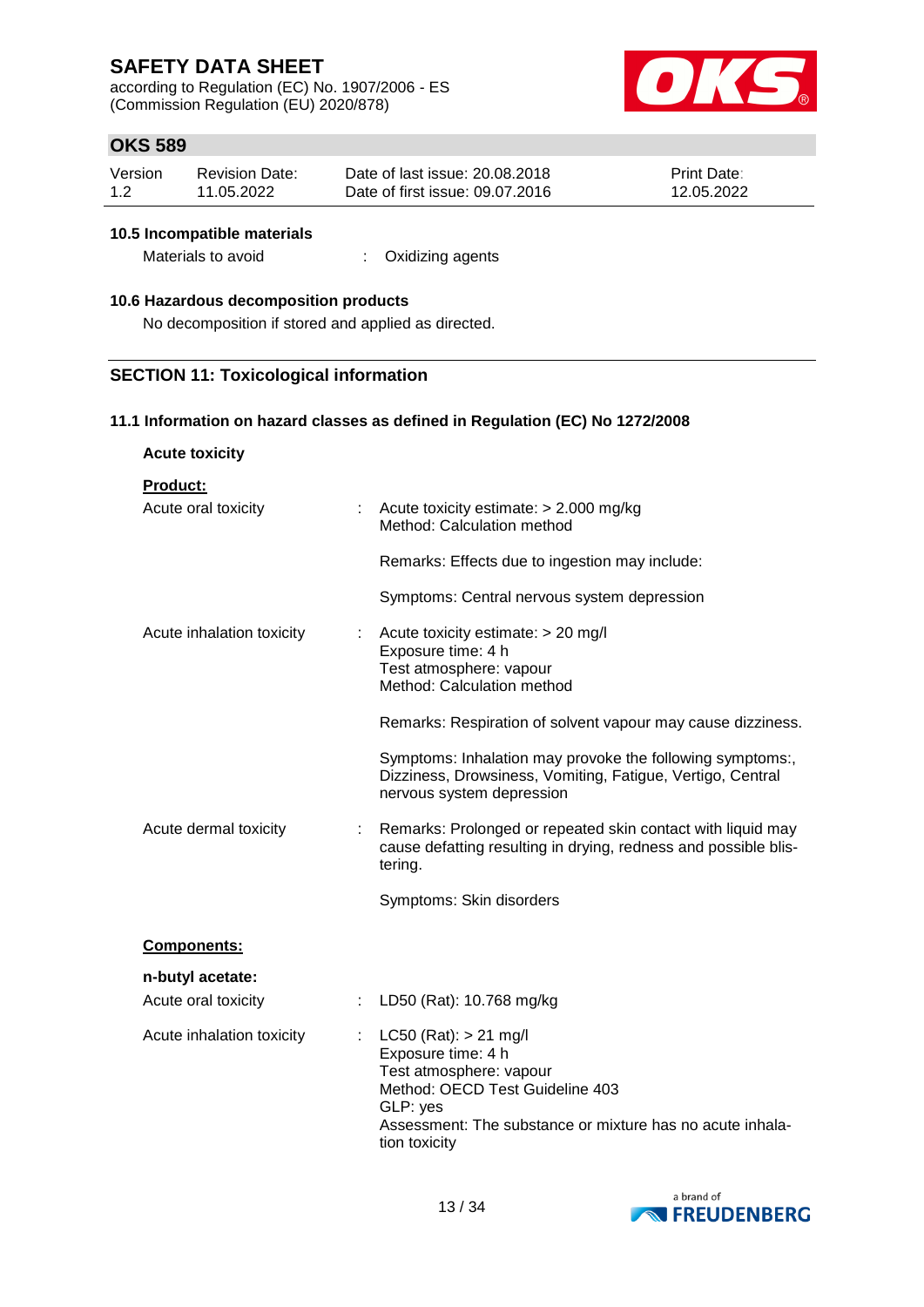### 10.5 Incompatible materials

Materials to avoid : Oxidizing agents

### 10.6 Hazardous decomposition products

No decomposition if stored and applied as directed.

## SECTION 11: Toxicological information

### 11.1 Information on hazard classes as defined in Regulation (EC) No 1272/2008

**Acute toxicity**

**Product:**

Acute oral toxicity : Acute toxicity estimate: > 2.000 mg/kg
Method: Calculation method

Remarks: Effects due to ingestion may include:

Symptoms: Central nervous system depression

Acute inhalation toxicity : Acute toxicity estimate: > 20 mg/l
Exposure time: 4 h
Test atmosphere: vapour
Method: Calculation method

Remarks: Respiration of solvent vapour may cause dizziness.

Symptoms: Inhalation may provoke the following symptoms:, Dizziness, Drowsiness, Vomiting, Fatigue, Vertigo, Central nervous system depression

Acute dermal toxicity : Remarks: Prolonged or repeated skin contact with liquid may cause defatting resulting in drying, redness and possible blistering.

Symptoms: Skin disorders

**Components:**

**n-butyl acetate:**

Acute oral toxicity : LD50 (Rat): 10.768 mg/kg

Acute inhalation toxicity : LC50 (Rat): > 21 mg/l
Exposure time: 4 h
Test atmosphere: vapour
Method: OECD Test Guideline 403
GLP: yes
Assessment: The substance or mixture has no acute inhalation toxicity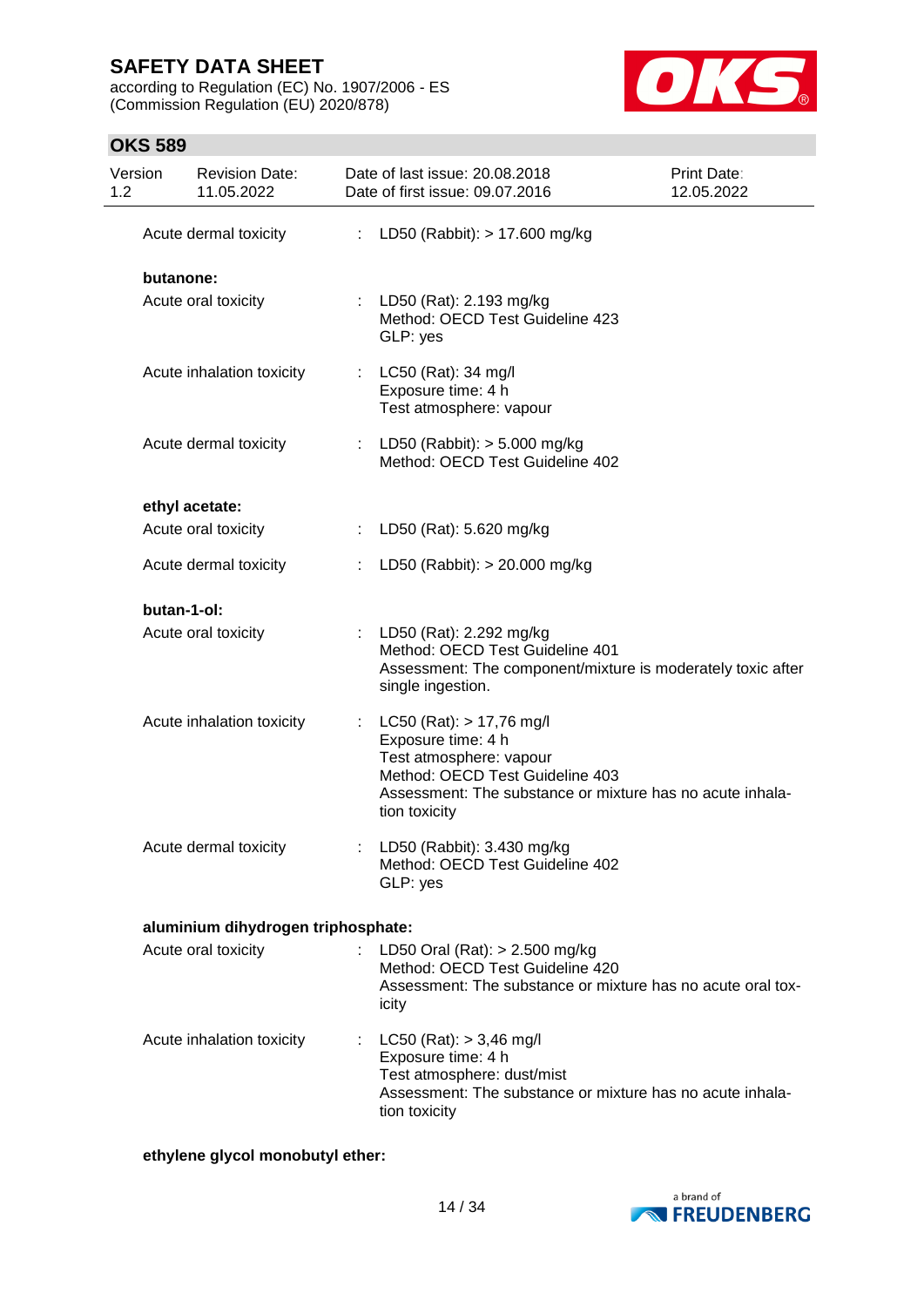Acute dermal toxicity : LD50 (Rabbit): > 17.600 mg/kg

**butanone:**

Acute oral toxicity : LD50 (Rat): 2.193 mg/kg
Method: OECD Test Guideline 423
GLP: yes

Acute inhalation toxicity : LC50 (Rat): 34 mg/l
Exposure time: 4 h
Test atmosphere: vapour

Acute dermal toxicity : LD50 (Rabbit): > 5.000 mg/kg
Method: OECD Test Guideline 402

**ethyl acetate:**

Acute oral toxicity : LD50 (Rat): 5.620 mg/kg

Acute dermal toxicity : LD50 (Rabbit): > 20.000 mg/kg

**butan-1-ol:**

Acute oral toxicity : LD50 (Rat): 2.292 mg/kg
Method: OECD Test Guideline 401
Assessment: The component/mixture is moderately toxic after single ingestion.

Acute inhalation toxicity : LC50 (Rat): > 17,76 mg/l
Exposure time: 4 h
Test atmosphere: vapour
Method: OECD Test Guideline 403
Assessment: The substance or mixture has no acute inhalation toxicity

Acute dermal toxicity : LD50 (Rabbit): 3.430 mg/kg
Method: OECD Test Guideline 402
GLP: yes

**aluminium dihydrogen triphosphate:**

Acute oral toxicity : LD50 Oral (Rat): > 2.500 mg/kg
Method: OECD Test Guideline 420
Assessment: The substance or mixture has no acute oral toxicity

Acute inhalation toxicity : LC50 (Rat): > 3,46 mg/l
Exposure time: 4 h
Test atmosphere: dust/mist
Assessment: The substance or mixture has no acute inhalation toxicity

**ethylene glycol monobutyl ether:**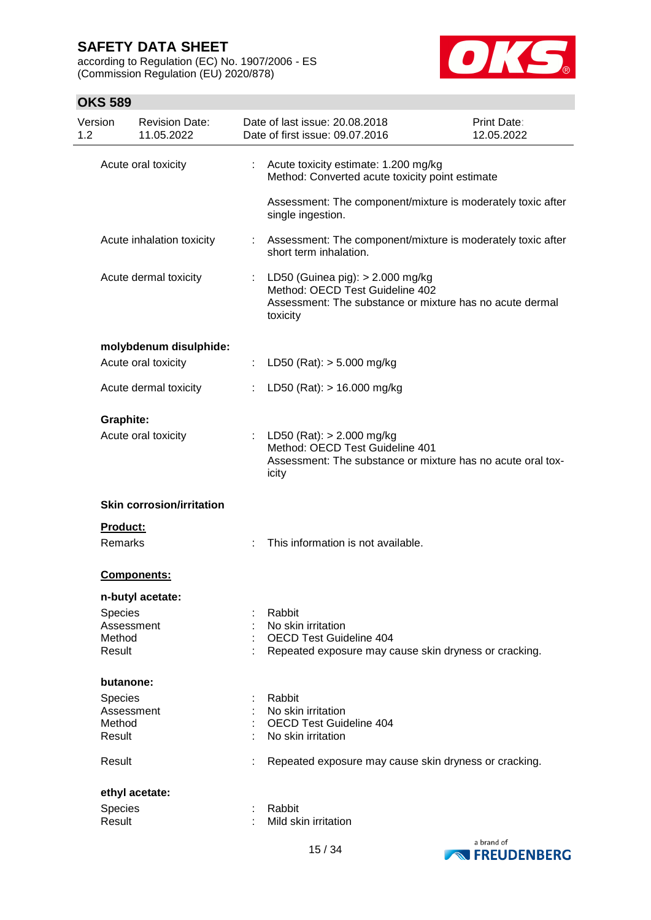Acute oral toxicity : Acute toxicity estimate: 1.200 mg/kg
Method: Converted acute toxicity point estimate

Assessment: The component/mixture is moderately toxic after single ingestion.

Acute inhalation toxicity : Assessment: The component/mixture is moderately toxic after short term inhalation.

Acute dermal toxicity : LD50 (Guinea pig): > 2.000 mg/kg
Method: OECD Test Guideline 402
Assessment: The substance or mixture has no acute dermal toxicity

**molybdenum disulphide:**

Acute oral toxicity : LD50 (Rat): > 5.000 mg/kg

Acute dermal toxicity : LD50 (Rat): > 16.000 mg/kg

**Graphite:**

Acute oral toxicity : LD50 (Rat): > 2.000 mg/kg
Method: OECD Test Guideline 401
Assessment: The substance or mixture has no acute oral toxicity

**Skin corrosion/irritation**

**Product:**

Remarks : This information is not available.

**Components:**

**n-butyl acetate:**

Species : Rabbit
Assessment : No skin irritation
Method : OECD Test Guideline 404
Result : Repeated exposure may cause skin dryness or cracking.

**butanone:**

Species : Rabbit
Assessment : No skin irritation
Method : OECD Test Guideline 404
Result : No skin irritation

Result : Repeated exposure may cause skin dryness or cracking.

**ethyl acetate:**

Species : Rabbit
Result : Mild skin irritation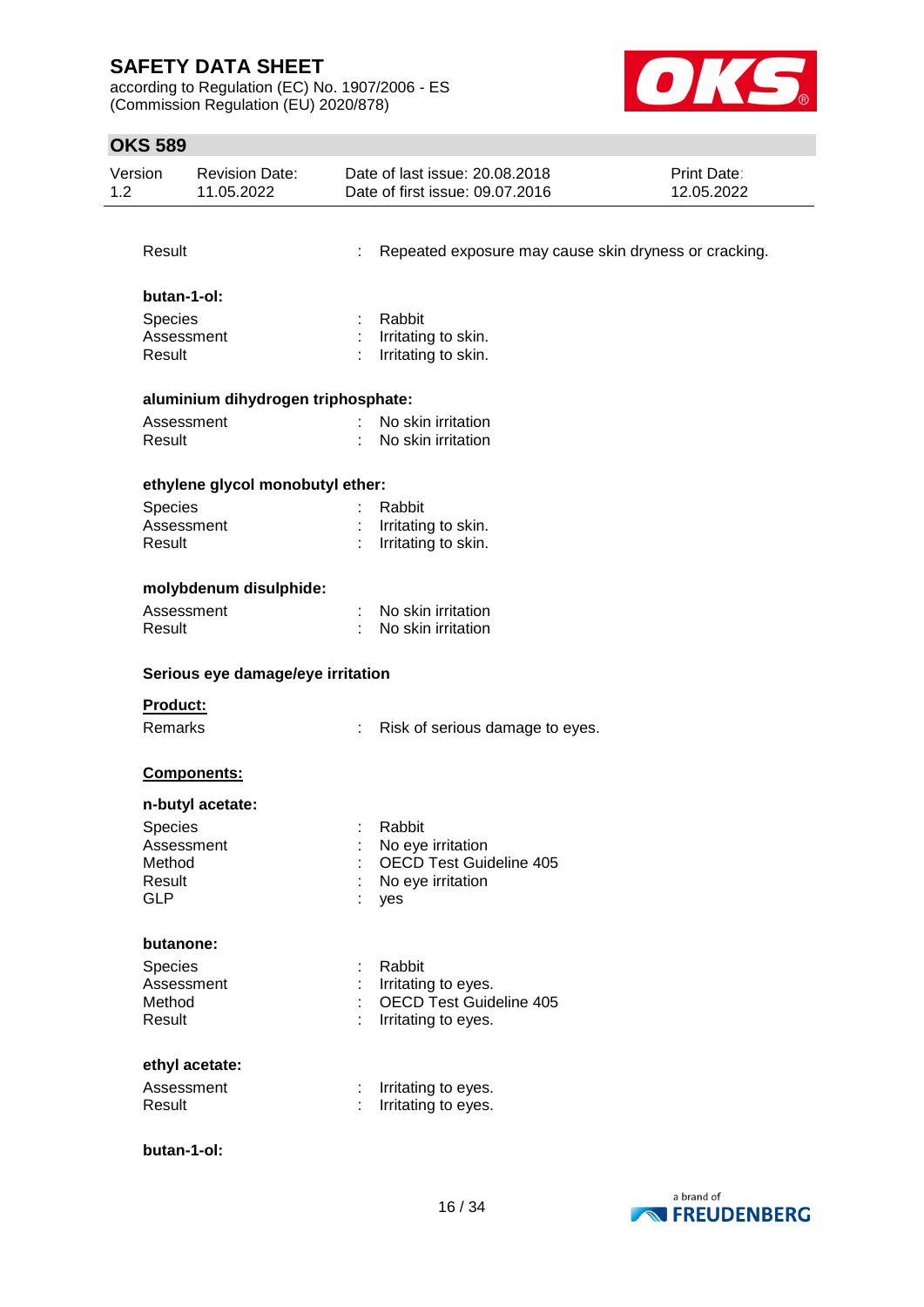Result : Repeated exposure may cause skin dryness or cracking.

**butan-1-ol:**

Species : Rabbit
Assessment : Irritating to skin.
Result : Irritating to skin.

**aluminium dihydrogen triphosphate:**

Assessment : No skin irritation
Result : No skin irritation

**ethylene glycol monobutyl ether:**

Species : Rabbit
Assessment : Irritating to skin.
Result : Irritating to skin.

**molybdenum disulphide:**

Assessment : No skin irritation
Result : No skin irritation

**Serious eye damage/eye irritation**

**Product:**

Remarks : Risk of serious damage to eyes.

**Components:**

**n-butyl acetate:**

Species : Rabbit
Assessment : No eye irritation
Method : OECD Test Guideline 405
Result : No eye irritation
GLP : yes

**butanone:**

Species : Rabbit
Assessment : Irritating to eyes.
Method : OECD Test Guideline 405
Result : Irritating to eyes.

**ethyl acetate:**

Assessment : Irritating to eyes.
Result : Irritating to eyes.

**butan-1-ol:**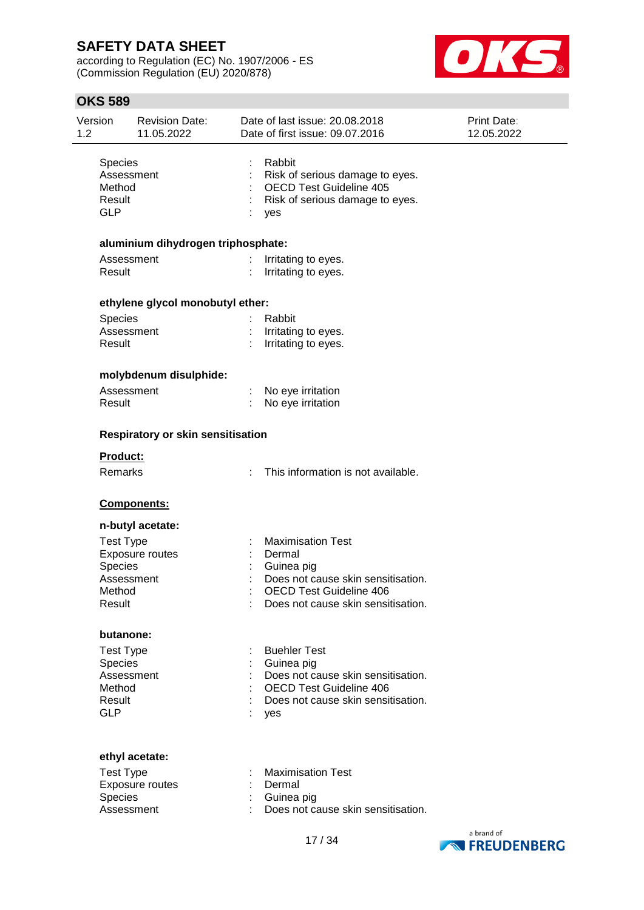| | | |
|---|---|---|
| Species | : | Rabbit |
| Assessment | : | Risk of serious damage to eyes. |
| Method | : | OECD Test Guideline 405 |
| Result | : | Risk of serious damage to eyes. |
| GLP | : | yes |

**aluminium dihydrogen triphosphate:**

| | | |
|---|---|---|
| Assessment | : | Irritating to eyes. |
| Result | : | Irritating to eyes. |

**ethylene glycol monobutyl ether:**

| | | |
|---|---|---|
| Species | : | Rabbit |
| Assessment | : | Irritating to eyes. |
| Result | : | Irritating to eyes. |

**molybdenum disulphide:**

| | | |
|---|---|---|
| Assessment | : | No eye irritation |
| Result | : | No eye irritation |

**Respiratory or skin sensitisation**

**Product:**

| | | |
|---|---|---|
| Remarks | : | This information is not available. |

**Components:**

**n-butyl acetate:**

| | | |
|---|---|---|
| Test Type | : | Maximisation Test |
| Exposure routes | : | Dermal |
| Species | : | Guinea pig |
| Assessment | : | Does not cause skin sensitisation. |
| Method | : | OECD Test Guideline 406 |
| Result | : | Does not cause skin sensitisation. |

**butanone:**

| | | |
|---|---|---|
| Test Type | : | Buehler Test |
| Species | : | Guinea pig |
| Assessment | : | Does not cause skin sensitisation. |
| Method | : | OECD Test Guideline 406 |
| Result | : | Does not cause skin sensitisation. |
| GLP | : | yes |

**ethyl acetate:**

| | | |
|---|---|---|
| Test Type | : | Maximisation Test |
| Exposure routes | : | Dermal |
| Species | : | Guinea pig |
| Assessment | : | Does not cause skin sensitisation. |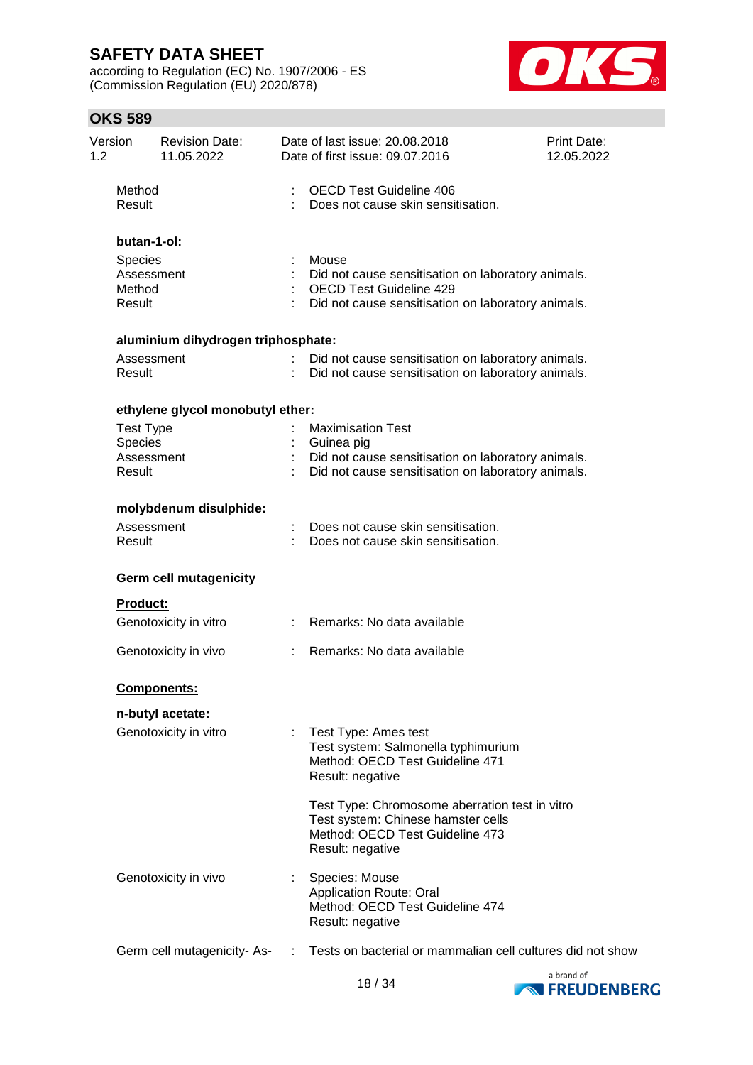| | | |
|---|---|---|
| Method | : | OECD Test Guideline 406 |
| Result | : | Does not cause skin sensitisation. |

**butan-1-ol:**

| | | |
|---|---|---|
| Species | : | Mouse |
| Assessment | : | Did not cause sensitisation on laboratory animals. |
| Method | : | OECD Test Guideline 429 |
| Result | : | Did not cause sensitisation on laboratory animals. |

**aluminium dihydrogen triphosphate:**

| | | |
|---|---|---|
| Assessment | : | Did not cause sensitisation on laboratory animals. |
| Result | : | Did not cause sensitisation on laboratory animals. |

**ethylene glycol monobutyl ether:**

| | | |
|---|---|---|
| Test Type | : | Maximisation Test |
| Species | : | Guinea pig |
| Assessment | : | Did not cause sensitisation on laboratory animals. |
| Result | : | Did not cause sensitisation on laboratory animals. |

**molybdenum disulphide:**

| | | |
|---|---|---|
| Assessment | : | Does not cause skin sensitisation. |
| Result | : | Does not cause skin sensitisation. |

**Germ cell mutagenicity**

**Product:**

| | | |
|---|---|---|
| Genotoxicity in vitro | : | Remarks: No data available |
| Genotoxicity in vivo | : | Remarks: No data available |

**Components:**

**n-butyl acetate:**

| | | |
|---|---|---|
| Genotoxicity in vitro | : | Test Type: Ames test<br>Test system: Salmonella typhimurium<br>Method: OECD Test Guideline 471<br>Result: negative |
| | | Test Type: Chromosome aberration test in vitro<br>Test system: Chinese hamster cells<br>Method: OECD Test Guideline 473<br>Result: negative |
| Genotoxicity in vivo | : | Species: Mouse<br>Application Route: Oral<br>Method: OECD Test Guideline 474<br>Result: negative |
| Germ cell mutagenicity- As- | : | Tests on bacterial or mammalian cell cultures did not show |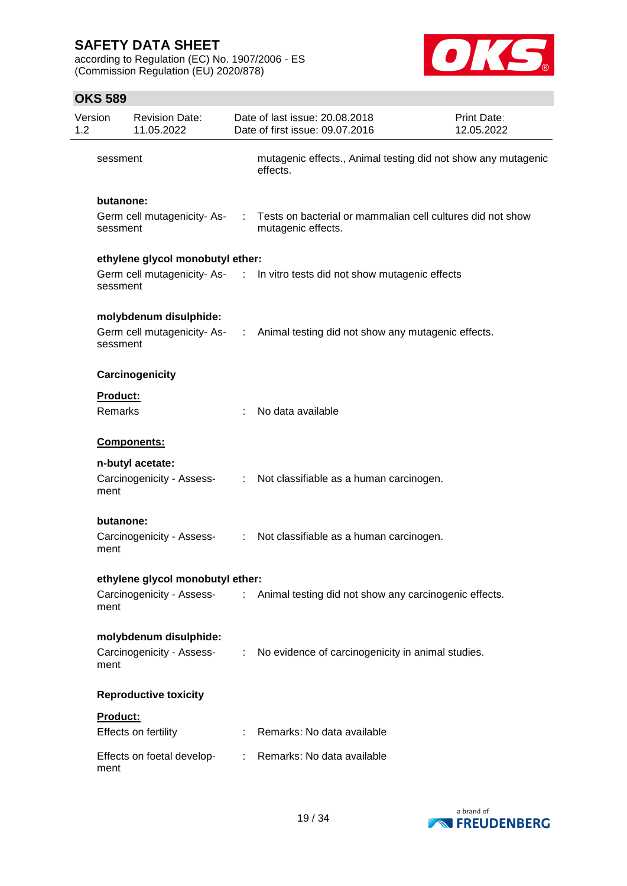sessment : mutagenic effects., Animal testing did not show any mutagenic effects.

**butanone:**

Germ cell mutagenicity- Assessment : Tests on bacterial or mammalian cell cultures did not show mutagenic effects.

**ethylene glycol monobutyl ether:**

Germ cell mutagenicity- Assessment : In vitro tests did not show mutagenic effects

**molybdenum disulphide:**

Germ cell mutagenicity- Assessment : Animal testing did not show any mutagenic effects.

**Carcinogenicity**

**Product:**

Remarks : No data available

**Components:**

**n-butyl acetate:**

Carcinogenicity - Assessment : Not classifiable as a human carcinogen.

**butanone:**

Carcinogenicity - Assessment : Not classifiable as a human carcinogen.

**ethylene glycol monobutyl ether:**

Carcinogenicity - Assessment : Animal testing did not show any carcinogenic effects.

**molybdenum disulphide:**

Carcinogenicity - Assessment : No evidence of carcinogenicity in animal studies.

**Reproductive toxicity**

**Product:**

Effects on fertility : Remarks: No data available

Effects on foetal development : Remarks: No data available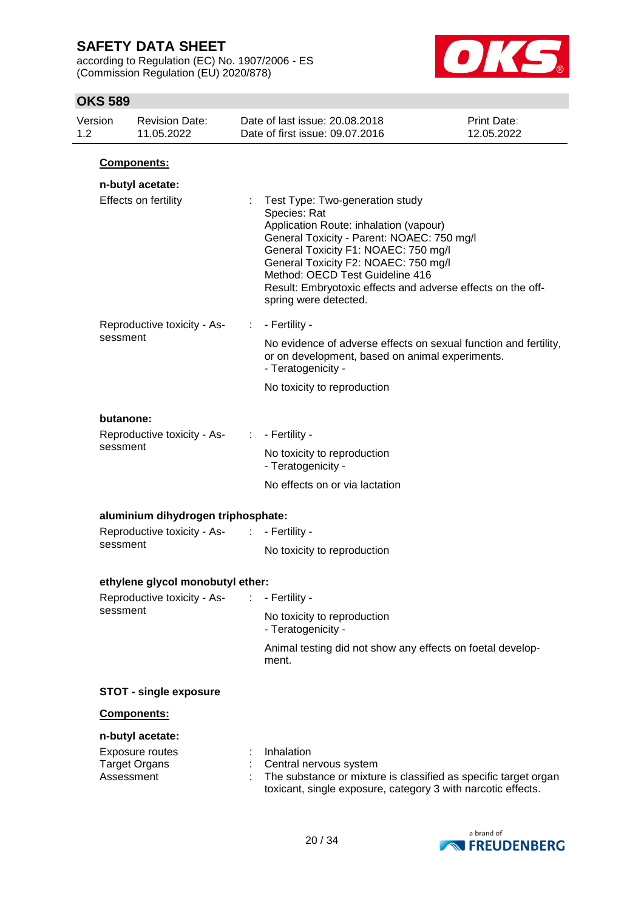**Components:**

**n-butyl acetate:**

Effects on fertility : Test Type: Two-generation study
Species: Rat
Application Route: inhalation (vapour)
General Toxicity - Parent: NOAEC: 750 mg/l
General Toxicity F1: NOAEC: 750 mg/l
General Toxicity F2: NOAEC: 750 mg/l
Method: OECD Test Guideline 416
Result: Embryotoxic effects and adverse effects on the off-spring were detected.

Reproductive toxicity - Assessment : - Fertility -

No evidence of adverse effects on sexual function and fertility, or on development, based on animal experiments.
- Teratogenicity -

No toxicity to reproduction

**butanone:**

Reproductive toxicity - Assessment : - Fertility -

No toxicity to reproduction
- Teratogenicity -

No effects on or via lactation

**aluminium dihydrogen triphosphate:**

Reproductive toxicity - Assessment : - Fertility -

No toxicity to reproduction

**ethylene glycol monobutyl ether:**

Reproductive toxicity - Assessment : - Fertility -

No toxicity to reproduction
- Teratogenicity -

Animal testing did not show any effects on foetal development.

**STOT - single exposure**

**Components:**

**n-butyl acetate:**

Exposure routes : Inhalation
Target Organs : Central nervous system
Assessment : The substance or mixture is classified as specific target organ toxicant, single exposure, category 3 with narcotic effects.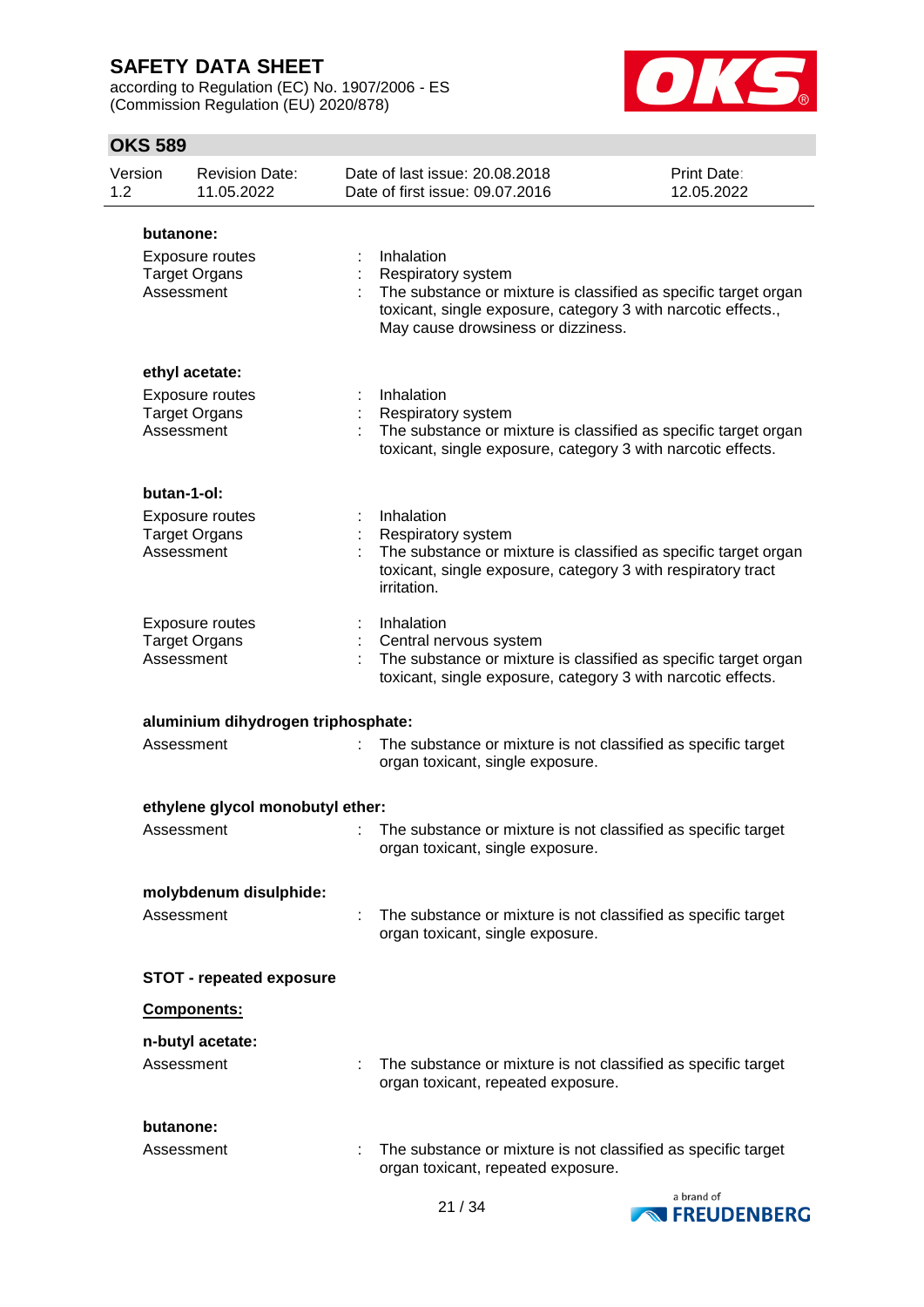**butanone:**

Exposure routes : Inhalation
Target Organs : Respiratory system
Assessment : The substance or mixture is classified as specific target organ toxicant, single exposure, category 3 with narcotic effects., May cause drowsiness or dizziness.

**ethyl acetate:**

Exposure routes : Inhalation
Target Organs : Respiratory system
Assessment : The substance or mixture is classified as specific target organ toxicant, single exposure, category 3 with narcotic effects.

**butan-1-ol:**

Exposure routes : Inhalation
Target Organs : Respiratory system
Assessment : The substance or mixture is classified as specific target organ toxicant, single exposure, category 3 with respiratory tract irritation.

Exposure routes : Inhalation
Target Organs : Central nervous system
Assessment : The substance or mixture is classified as specific target organ toxicant, single exposure, category 3 with narcotic effects.

**aluminium dihydrogen triphosphate:**

Assessment : The substance or mixture is not classified as specific target organ toxicant, single exposure.

**ethylene glycol monobutyl ether:**

Assessment : The substance or mixture is not classified as specific target organ toxicant, single exposure.

**molybdenum disulphide:**

Assessment : The substance or mixture is not classified as specific target organ toxicant, single exposure.

**STOT - repeated exposure**

**Components:**

**n-butyl acetate:**

Assessment : The substance or mixture is not classified as specific target organ toxicant, repeated exposure.

**butanone:**

Assessment : The substance or mixture is not classified as specific target organ toxicant, repeated exposure.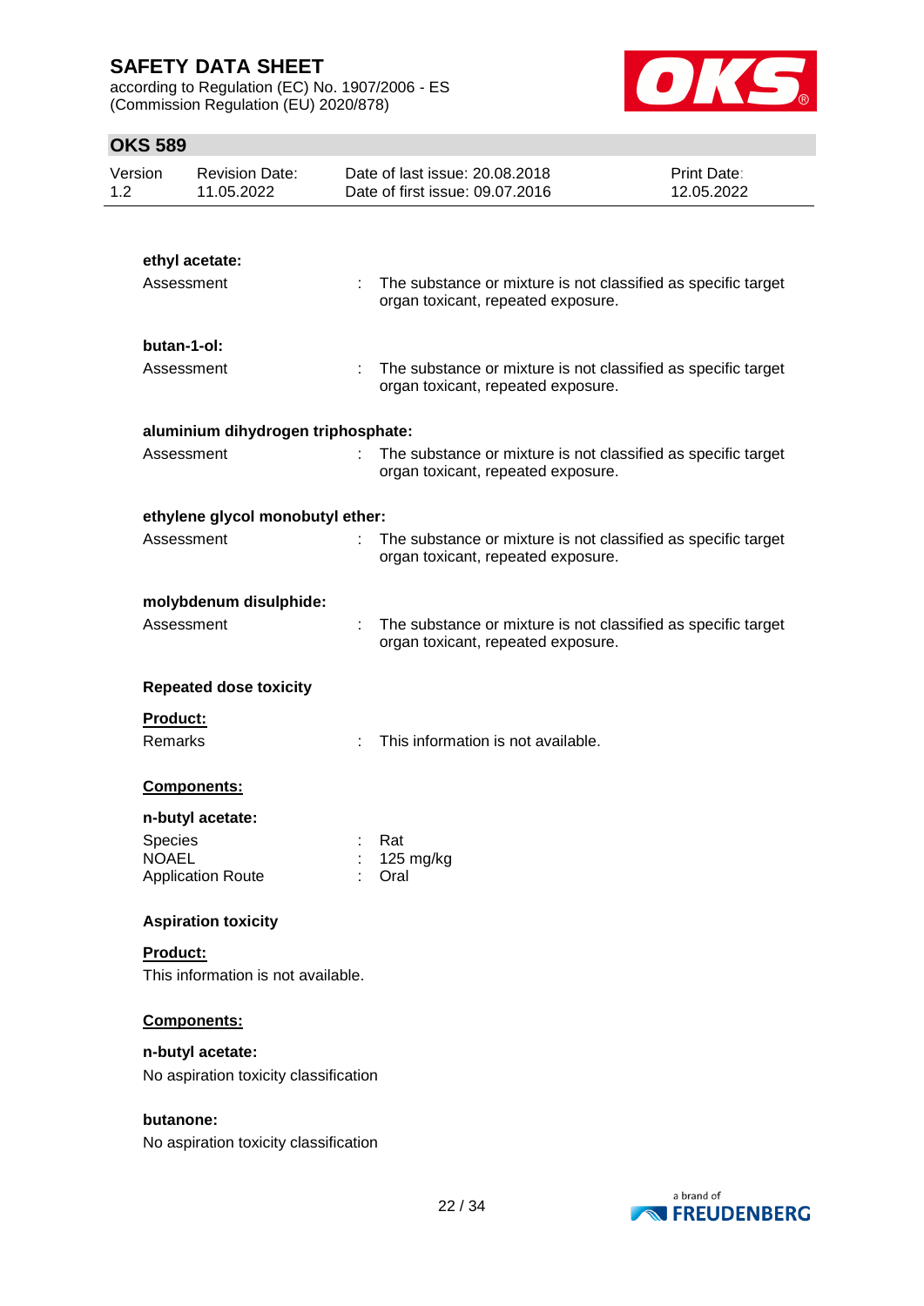**ethyl acetate:**

Assessment : The substance or mixture is not classified as specific target organ toxicant, repeated exposure.

**butan-1-ol:**

Assessment : The substance or mixture is not classified as specific target organ toxicant, repeated exposure.

**aluminium dihydrogen triphosphate:**

Assessment : The substance or mixture is not classified as specific target organ toxicant, repeated exposure.

**ethylene glycol monobutyl ether:**

Assessment : The substance or mixture is not classified as specific target organ toxicant, repeated exposure.

**molybdenum disulphide:**

Assessment : The substance or mixture is not classified as specific target organ toxicant, repeated exposure.

### Repeated dose toxicity

**Product:**

Remarks : This information is not available.

**Components:**

**n-butyl acetate:**

Species : Rat
NOAEL : 125 mg/kg
Application Route : Oral

### Aspiration toxicity

**Product:**

This information is not available.

**Components:**

**n-butyl acetate:**

No aspiration toxicity classification

**butanone:**

No aspiration toxicity classification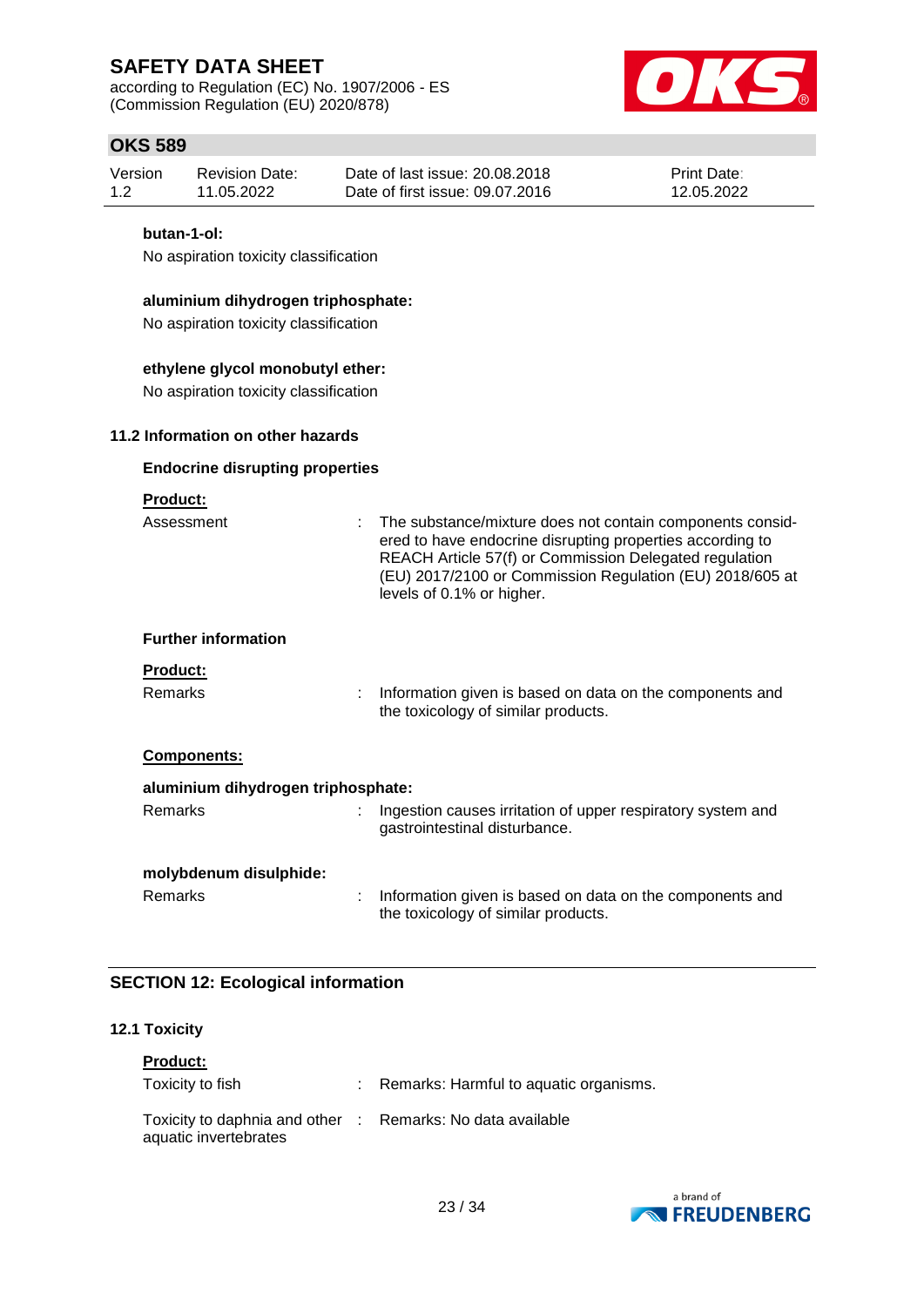**butan-1-ol:**

No aspiration toxicity classification

**aluminium dihydrogen triphosphate:**

No aspiration toxicity classification

**ethylene glycol monobutyl ether:**

No aspiration toxicity classification

### 11.2 Information on other hazards

**Endocrine disrupting properties**

**Product:**

Assessment : The substance/mixture does not contain components considered to have endocrine disrupting properties according to REACH Article 57(f) or Commission Delegated regulation (EU) 2017/2100 or Commission Regulation (EU) 2018/605 at levels of 0.1% or higher.

**Further information**

**Product:**

Remarks : Information given is based on data on the components and the toxicology of similar products.

**Components:**

**aluminium dihydrogen triphosphate:**

Remarks : Ingestion causes irritation of upper respiratory system and gastrointestinal disturbance.

**molybdenum disulphide:**

Remarks : Information given is based on data on the components and the toxicology of similar products.

## SECTION 12: Ecological information

### 12.1 Toxicity

**Product:**

Toxicity to fish : Remarks: Harmful to aquatic organisms.

Toxicity to daphnia and other aquatic invertebrates : Remarks: No data available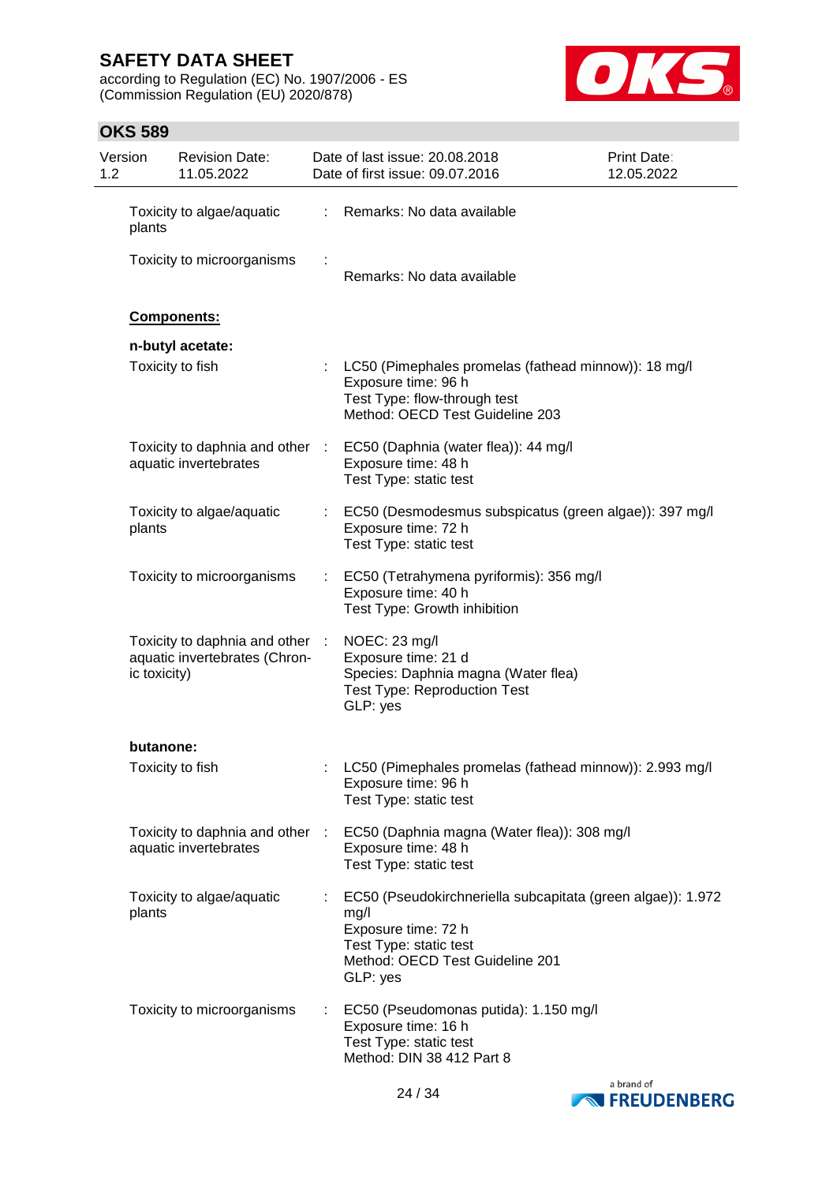Toxicity to algae/aquatic plants : Remarks: No data available

Toxicity to microorganisms : Remarks: No data available

**Components:**

**n-butyl acetate:**

| | | |
|---|---|---|
| Toxicity to fish | : | LC50 (Pimephales promelas (fathead minnow)): 18 mg/l<br>Exposure time: 96 h<br>Test Type: flow-through test<br>Method: OECD Test Guideline 203 |
| Toxicity to daphnia and other aquatic invertebrates | : | EC50 (Daphnia (water flea)): 44 mg/l<br>Exposure time: 48 h<br>Test Type: static test |
| Toxicity to algae/aquatic plants | : | EC50 (Desmodesmus subspicatus (green algae)): 397 mg/l<br>Exposure time: 72 h<br>Test Type: static test |
| Toxicity to microorganisms | : | EC50 (Tetrahymena pyriformis): 356 mg/l<br>Exposure time: 40 h<br>Test Type: Growth inhibition |
| Toxicity to daphnia and other aquatic invertebrates (Chronic toxicity) | : | NOEC: 23 mg/l<br>Exposure time: 21 d<br>Species: Daphnia magna (Water flea)<br>Test Type: Reproduction Test<br>GLP: yes |

**butanone:**

| | | |
|---|---|---|
| Toxicity to fish | : | LC50 (Pimephales promelas (fathead minnow)): 2.993 mg/l<br>Exposure time: 96 h<br>Test Type: static test |
| Toxicity to daphnia and other aquatic invertebrates | : | EC50 (Daphnia magna (Water flea)): 308 mg/l<br>Exposure time: 48 h<br>Test Type: static test |
| Toxicity to algae/aquatic plants | : | EC50 (Pseudokirchneriella subcapitata (green algae)): 1.972 mg/l<br>Exposure time: 72 h<br>Test Type: static test<br>Method: OECD Test Guideline 201<br>GLP: yes |
| Toxicity to microorganisms | : | EC50 (Pseudomonas putida): 1.150 mg/l<br>Exposure time: 16 h<br>Test Type: static test<br>Method: DIN 38 412 Part 8 |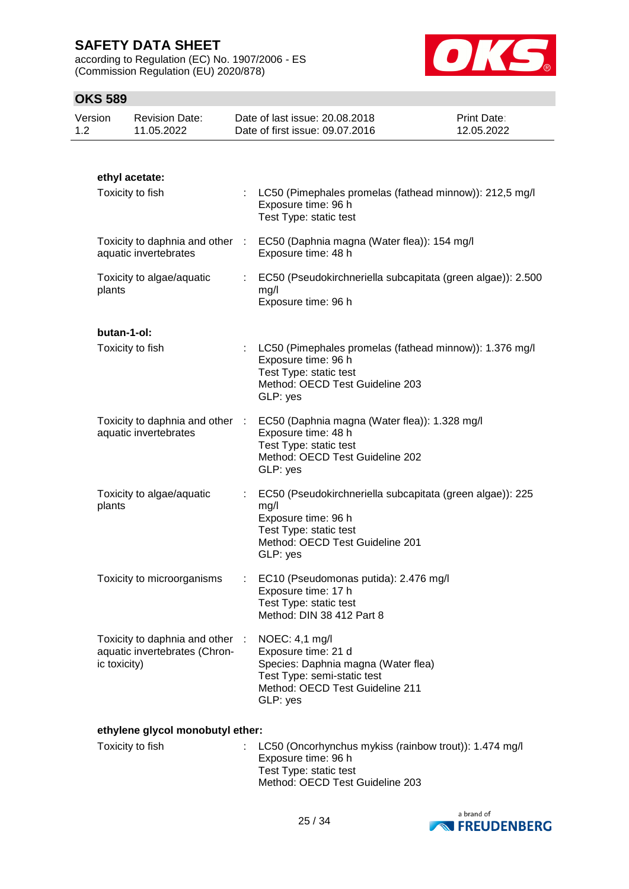**ethyl acetate:**

| | | |
|---|---|---|
| Toxicity to fish | : | LC50 (Pimephales promelas (fathead minnow)): 212,5 mg/l<br>Exposure time: 96 h<br>Test Type: static test |
| Toxicity to daphnia and other aquatic invertebrates | : | EC50 (Daphnia magna (Water flea)): 154 mg/l<br>Exposure time: 48 h |
| Toxicity to algae/aquatic plants | : | EC50 (Pseudokirchneriella subcapitata (green algae)): 2.500 mg/l<br>Exposure time: 96 h |

**butan-1-ol:**

| | | |
|---|---|---|
| Toxicity to fish | : | LC50 (Pimephales promelas (fathead minnow)): 1.376 mg/l<br>Exposure time: 96 h<br>Test Type: static test<br>Method: OECD Test Guideline 203<br>GLP: yes |
| Toxicity to daphnia and other aquatic invertebrates | : | EC50 (Daphnia magna (Water flea)): 1.328 mg/l<br>Exposure time: 48 h<br>Test Type: static test<br>Method: OECD Test Guideline 202<br>GLP: yes |
| Toxicity to algae/aquatic plants | : | EC50 (Pseudokirchneriella subcapitata (green algae)): 225 mg/l<br>Exposure time: 96 h<br>Test Type: static test<br>Method: OECD Test Guideline 201<br>GLP: yes |
| Toxicity to microorganisms | : | EC10 (Pseudomonas putida): 2.476 mg/l<br>Exposure time: 17 h<br>Test Type: static test<br>Method: DIN 38 412 Part 8 |
| Toxicity to daphnia and other aquatic invertebrates (Chronic toxicity) | : | NOEC: 4,1 mg/l<br>Exposure time: 21 d<br>Species: Daphnia magna (Water flea)<br>Test Type: semi-static test<br>Method: OECD Test Guideline 211<br>GLP: yes |

**ethylene glycol monobutyl ether:**

| | | |
|---|---|---|
| Toxicity to fish | : | LC50 (Oncorhynchus mykiss (rainbow trout)): 1.474 mg/l<br>Exposure time: 96 h<br>Test Type: static test<br>Method: OECD Test Guideline 203 |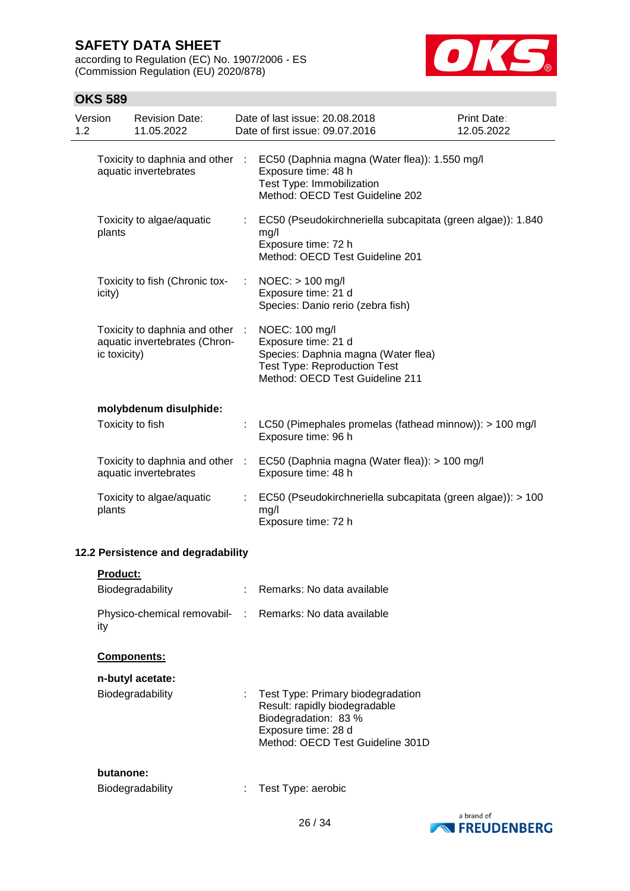| | | |
|---|---|---|
| Toxicity to daphnia and other aquatic invertebrates | : | EC50 (Daphnia magna (Water flea)): 1.550 mg/l<br>Exposure time: 48 h<br>Test Type: Immobilization<br>Method: OECD Test Guideline 202 |
| Toxicity to algae/aquatic plants | : | EC50 (Pseudokirchneriella subcapitata (green algae)): 1.840 mg/l<br>Exposure time: 72 h<br>Method: OECD Test Guideline 201 |
| Toxicity to fish (Chronic toxicity) | : | NOEC: > 100 mg/l<br>Exposure time: 21 d<br>Species: Danio rerio (zebra fish) |
| Toxicity to daphnia and other aquatic invertebrates (Chronic toxicity) | : | NOEC: 100 mg/l<br>Exposure time: 21 d<br>Species: Daphnia magna (Water flea)<br>Test Type: Reproduction Test<br>Method: OECD Test Guideline 211 |

**molybdenum disulphide:**

| | | |
|---|---|---|
| Toxicity to fish | : | LC50 (Pimephales promelas (fathead minnow)): > 100 mg/l<br>Exposure time: 96 h |
| Toxicity to daphnia and other aquatic invertebrates | : | EC50 (Daphnia magna (Water flea)): > 100 mg/l<br>Exposure time: 48 h |
| Toxicity to algae/aquatic plants | : | EC50 (Pseudokirchneriella subcapitata (green algae)): > 100 mg/l<br>Exposure time: 72 h |

**12.2 Persistence and degradability**

**Product:**

| | | |
|---|---|---|
| Biodegradability | : | Remarks: No data available |
| Physico-chemical removability | : | Remarks: No data available |

**Components:**

**n-butyl acetate:**

| | | |
|---|---|---|
| Biodegradability | : | Test Type: Primary biodegradation<br>Result: rapidly biodegradable<br>Biodegradation: 83 %<br>Exposure time: 28 d<br>Method: OECD Test Guideline 301D |

**butanone:**

| | | |
|---|---|---|
| Biodegradability | : | Test Type: aerobic |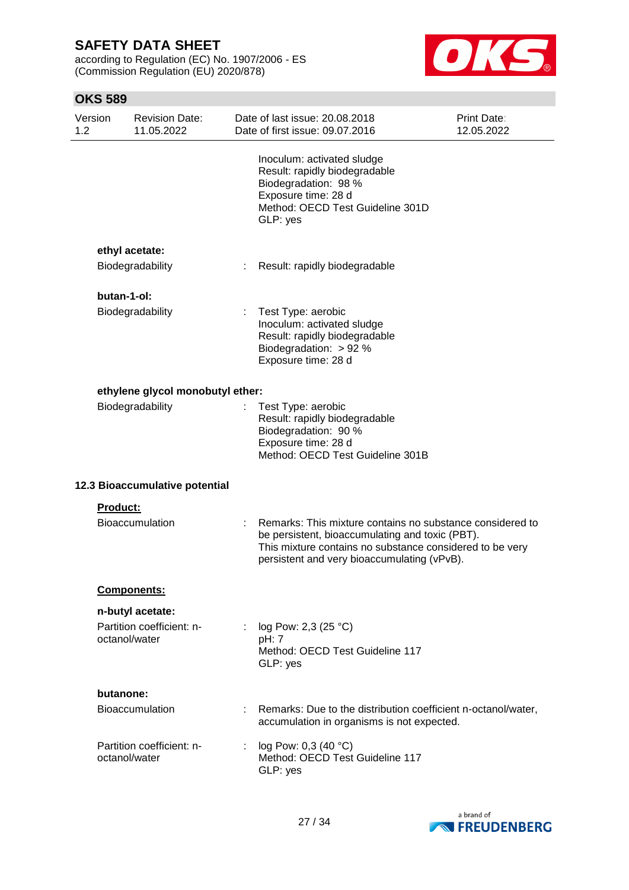Inoculum: activated sludge
Result: rapidly biodegradable
Biodegradation: 98 %
Exposure time: 28 d
Method: OECD Test Guideline 301D
GLP: yes

**ethyl acetate:**

Biodegradability : Result: rapidly biodegradable

**butan-1-ol:**

Biodegradability : Test Type: aerobic
Inoculum: activated sludge
Result: rapidly biodegradable
Biodegradation: > 92 %
Exposure time: 28 d

**ethylene glycol monobutyl ether:**

Biodegradability : Test Type: aerobic
Result: rapidly biodegradable
Biodegradation: 90 %
Exposure time: 28 d
Method: OECD Test Guideline 301B

**12.3 Bioaccumulative potential**

**Product:**

Bioaccumulation : Remarks: This mixture contains no substance considered to be persistent, bioaccumulating and toxic (PBT).
This mixture contains no substance considered to be very persistent and very bioaccumulating (vPvB).

**Components:**

**n-butyl acetate:**

Partition coefficient: n-octanol/water : log Pow: 2,3 (25 °C)
pH: 7
Method: OECD Test Guideline 117
GLP: yes

**butanone:**

Bioaccumulation : Remarks: Due to the distribution coefficient n-octanol/water, accumulation in organisms is not expected.

Partition coefficient: n-octanol/water : log Pow: 0,3 (40 °C)
Method: OECD Test Guideline 117
GLP: yes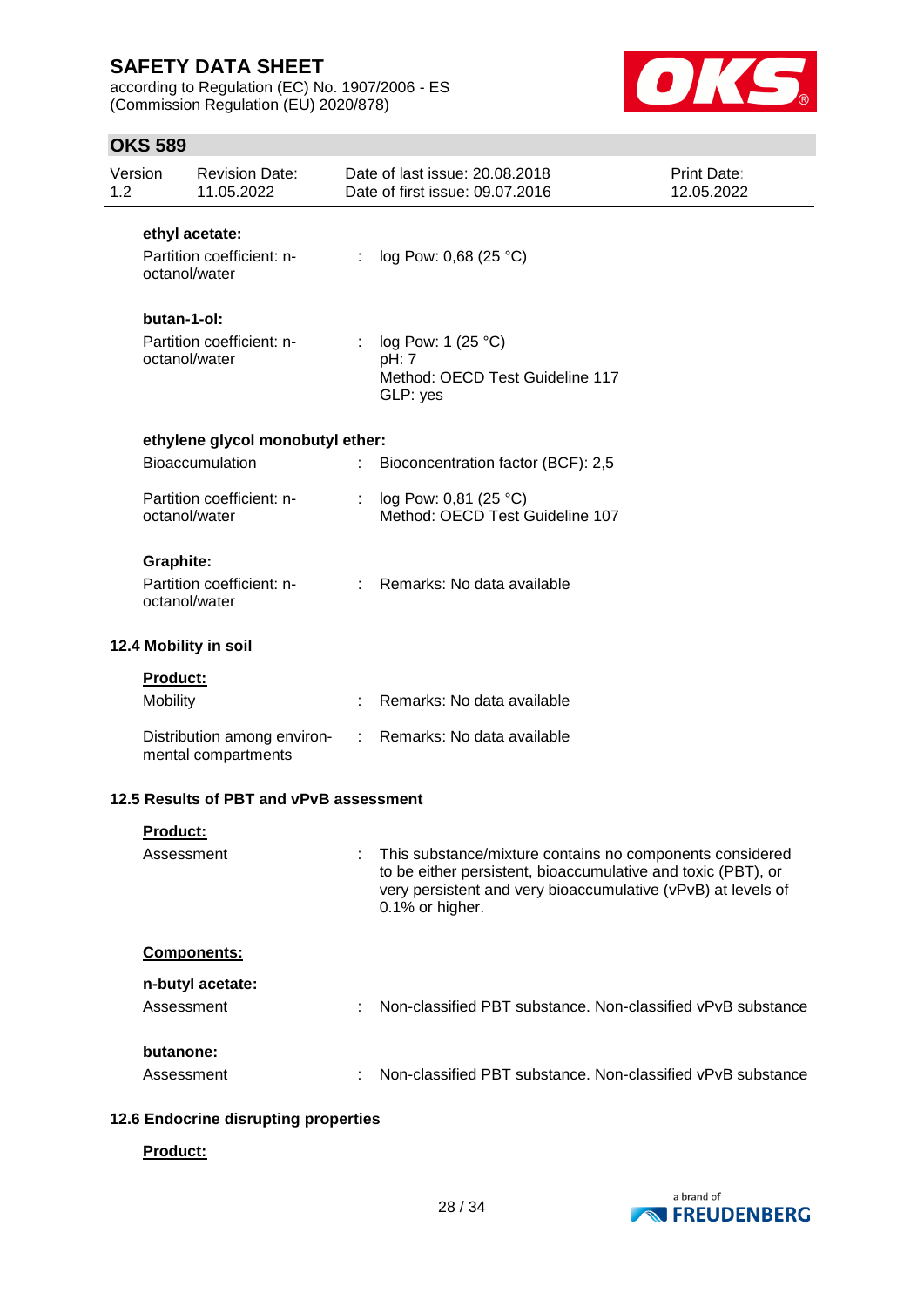**ethyl acetate:**

| | | |
|---|---|---|
| Partition coefficient: n-octanol/water | : | log Pow: 0,68 (25 °C) |

**butan-1-ol:**

| | | |
|---|---|---|
| Partition coefficient: n-octanol/water | : | log Pow: 1 (25 °C)<br>pH: 7<br>Method: OECD Test Guideline 117<br>GLP: yes |

**ethylene glycol monobutyl ether:**

| | | |
|---|---|---|
| Bioaccumulation | : | Bioconcentration factor (BCF): 2,5 |
| Partition coefficient: n-octanol/water | : | log Pow: 0,81 (25 °C)<br>Method: OECD Test Guideline 107 |

**Graphite:**

| | | |
|---|---|---|
| Partition coefficient: n-octanol/water | : | Remarks: No data available |

### 12.4 Mobility in soil

**Product:**

| | | |
|---|---|---|
| Mobility | : | Remarks: No data available |
| Distribution among environmental compartments | : | Remarks: No data available |

### 12.5 Results of PBT and vPvB assessment

**Product:**

| | | |
|---|---|---|
| Assessment | : | This substance/mixture contains no components considered to be either persistent, bioaccumulative and toxic (PBT), or very persistent and very bioaccumulative (vPvB) at levels of 0.1% or higher. |

**Components:**

**n-butyl acetate:**

| | | |
|---|---|---|
| Assessment | : | Non-classified PBT substance. Non-classified vPvB substance |

**butanone:**

| | | |
|---|---|---|
| Assessment | : | Non-classified PBT substance. Non-classified vPvB substance |

### 12.6 Endocrine disrupting properties

**Product:**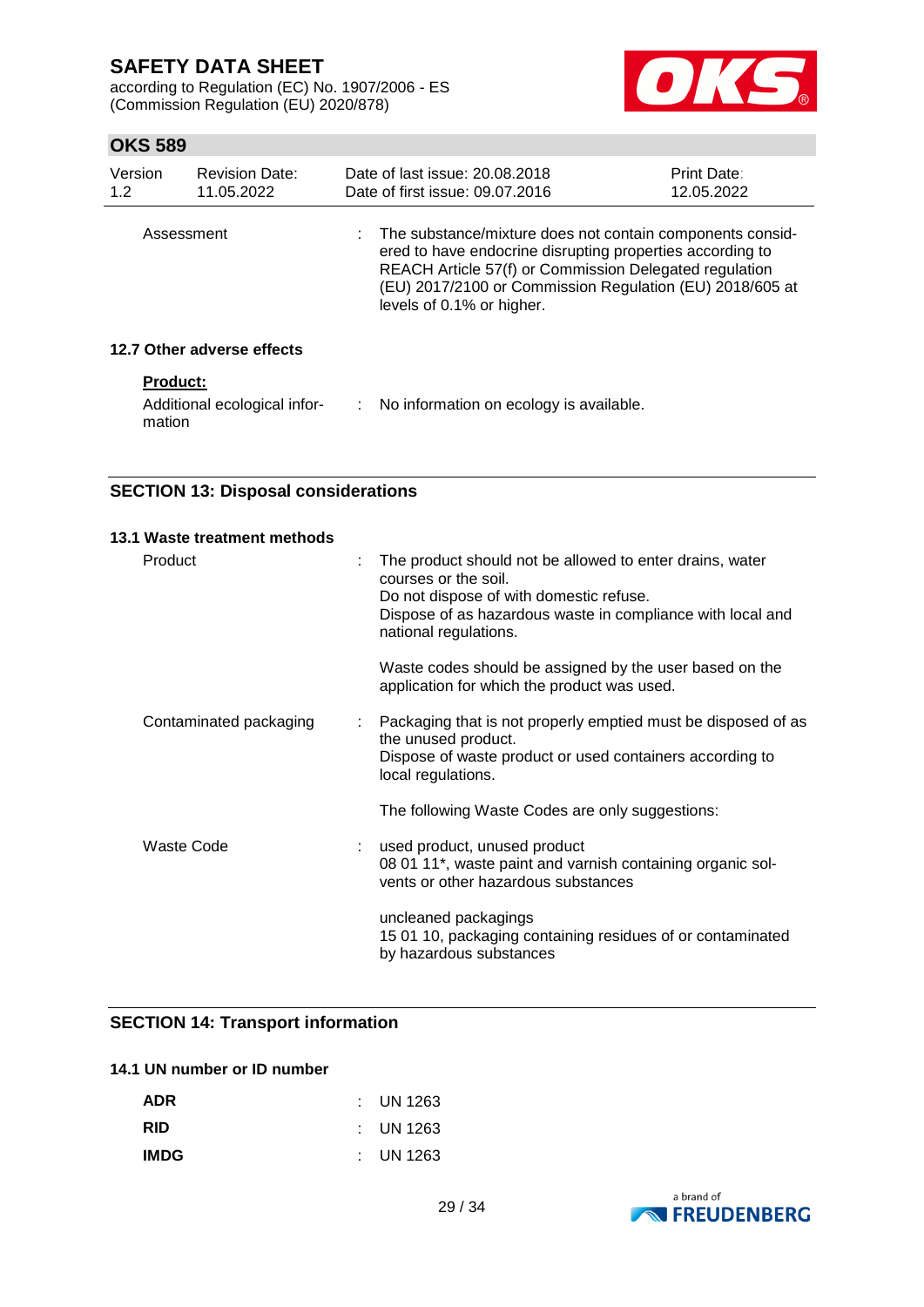| | |
|---|---|
| Assessment | : The substance/mixture does not contain components considered to have endocrine disrupting properties according to REACH Article 57(f) or Commission Delegated regulation (EU) 2017/2100 or Commission Regulation (EU) 2018/605 at levels of 0.1% or higher. |

### 12.7 Other adverse effects

**Product:**

| | |
|---|---|
| Additional ecological information | : No information on ecology is available. |

## SECTION 13: Disposal considerations

### 13.1 Waste treatment methods

| | |
|---|---|
| Product | : The product should not be allowed to enter drains, water courses or the soil.<br>Do not dispose of with domestic refuse.<br>Dispose of as hazardous waste in compliance with local and national regulations.<br><br>Waste codes should be assigned by the user based on the application for which the product was used. |
| Contaminated packaging | : Packaging that is not properly emptied must be disposed of as the unused product.<br>Dispose of waste product or used containers according to local regulations.<br><br>The following Waste Codes are only suggestions: |
| Waste Code | : used product, unused product<br>08 01 11*, waste paint and varnish containing organic solvents or other hazardous substances<br><br>uncleaned packagings<br>15 01 10, packaging containing residues of or contaminated by hazardous substances |

## SECTION 14: Transport information

### 14.1 UN number or ID number

| | |
|---|---|
| **ADR** | : UN 1263 |
| **RID** | : UN 1263 |
| **IMDG** | : UN 1263 |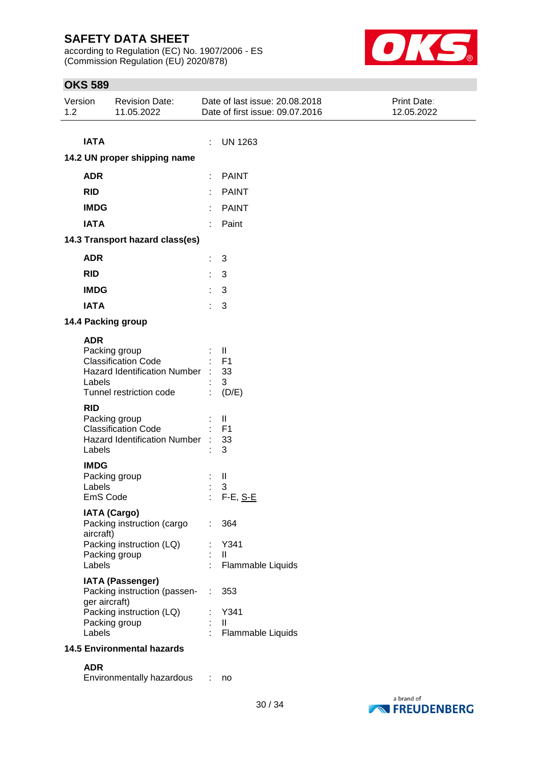**IATA** : UN 1263

### 14.2 UN proper shipping name

| | | |
|---|---|---|
| **ADR** | : | PAINT |
| **RID** | : | PAINT |
| **IMDG** | : | PAINT |
| **IATA** | : | Paint |

### 14.3 Transport hazard class(es)

| | | |
|---|---|---|
| **ADR** | : | 3 |
| **RID** | : | 3 |
| **IMDG** | : | 3 |
| **IATA** | : | 3 |

### 14.4 Packing group

**ADR**

| | | |
|---|---|---|
| Packing group | : | II |
| Classification Code | : | F1 |
| Hazard Identification Number | : | 33 |
| Labels | : | 3 |
| Tunnel restriction code | : | (D/E) |

**RID**

| | | |
|---|---|---|
| Packing group | : | II |
| Classification Code | : | F1 |
| Hazard Identification Number | : | 33 |
| Labels | : | 3 |

**IMDG**

| | | |
|---|---|---|
| Packing group | : | II |
| Labels | : | 3 |
| EmS Code | : | F-E, S-E |

**IATA (Cargo)**

| | | |
|---|---|---|
| Packing instruction (cargo aircraft) | : | 364 |
| Packing instruction (LQ) | : | Y341 |
| Packing group | : | II |
| Labels | : | Flammable Liquids |

**IATA (Passenger)**

| | | |
|---|---|---|
| Packing instruction (passenger aircraft) | : | 353 |
| Packing instruction (LQ) | : | Y341 |
| Packing group | : | II |
| Labels | : | Flammable Liquids |

### 14.5 Environmental hazards

**ADR**

| | | |
|---|---|---|
| Environmentally hazardous | : | no |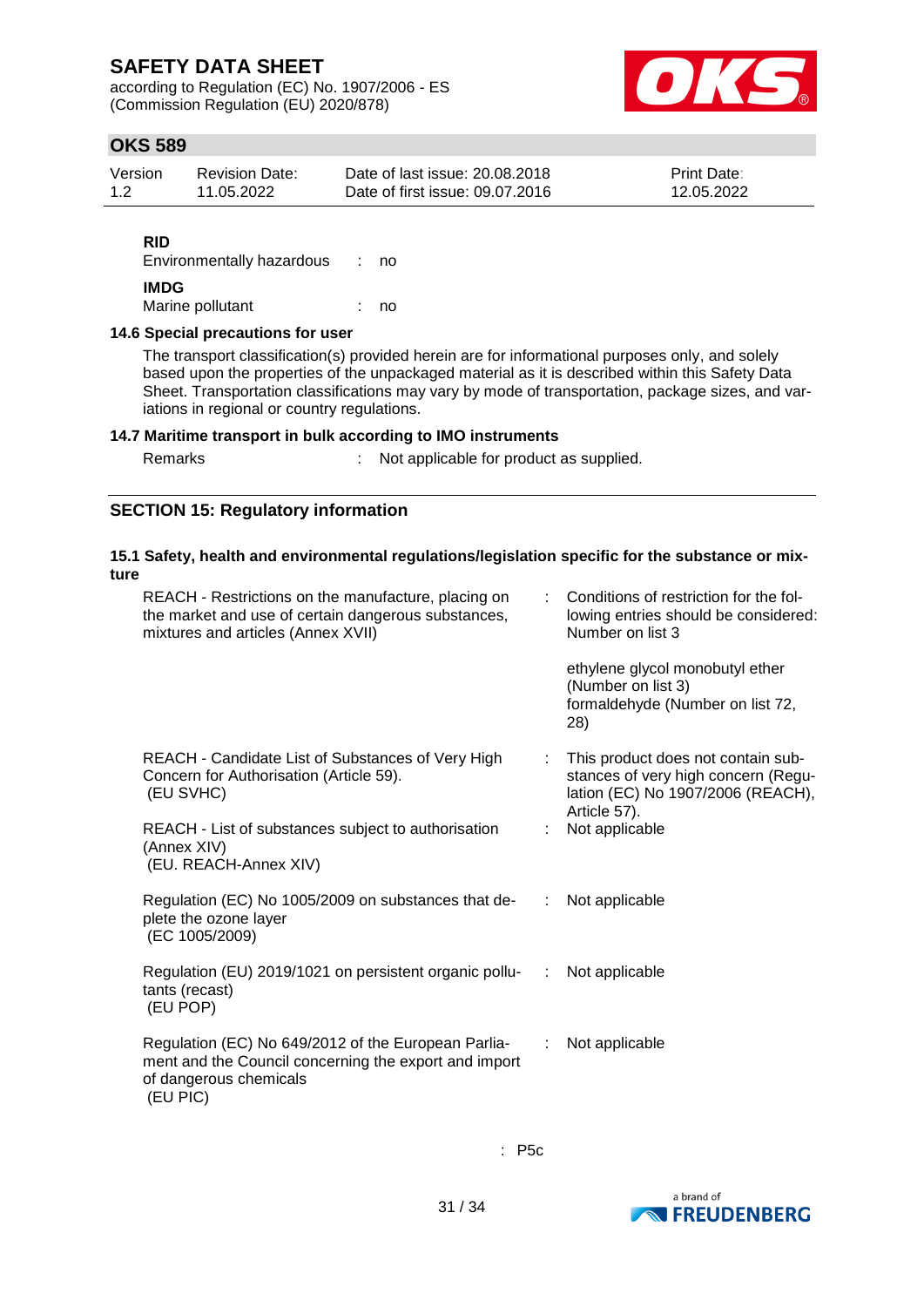**RID**

Environmentally hazardous : no

**IMDG**

Marine pollutant : no

### 14.6 Special precautions for user

The transport classification(s) provided herein are for informational purposes only, and solely based upon the properties of the unpackaged material as it is described within this Safety Data Sheet. Transportation classifications may vary by mode of transportation, package sizes, and variations in regional or country regulations.

### 14.7 Maritime transport in bulk according to IMO instruments

Remarks : Not applicable for product as supplied.

## SECTION 15: Regulatory information

### 15.1 Safety, health and environmental regulations/legislation specific for the substance or mixture

| | | |
|---|---|---|
| REACH - Restrictions on the manufacture, placing on the market and use of certain dangerous substances, mixtures and articles (Annex XVII) | : | Conditions of restriction for the following entries should be considered: Number on list 3<br><br>ethylene glycol monobutyl ether (Number on list 3)<br>formaldehyde (Number on list 72, 28) |
| REACH - Candidate List of Substances of Very High Concern for Authorisation (Article 59). (EU SVHC) | : | This product does not contain substances of very high concern (Regulation (EC) No 1907/2006 (REACH), Article 57). |
| REACH - List of substances subject to authorisation (Annex XIV) (EU. REACH-Annex XIV) | : | Not applicable |
| Regulation (EC) No 1005/2009 on substances that deplete the ozone layer (EC 1005/2009) | : | Not applicable |
| Regulation (EU) 2019/1021 on persistent organic pollutants (recast) (EU POP) | : | Not applicable |
| Regulation (EC) No 649/2012 of the European Parliament and the Council concerning the export and import of dangerous chemicals (EU PIC) | : | Not applicable |
| | : | P5c |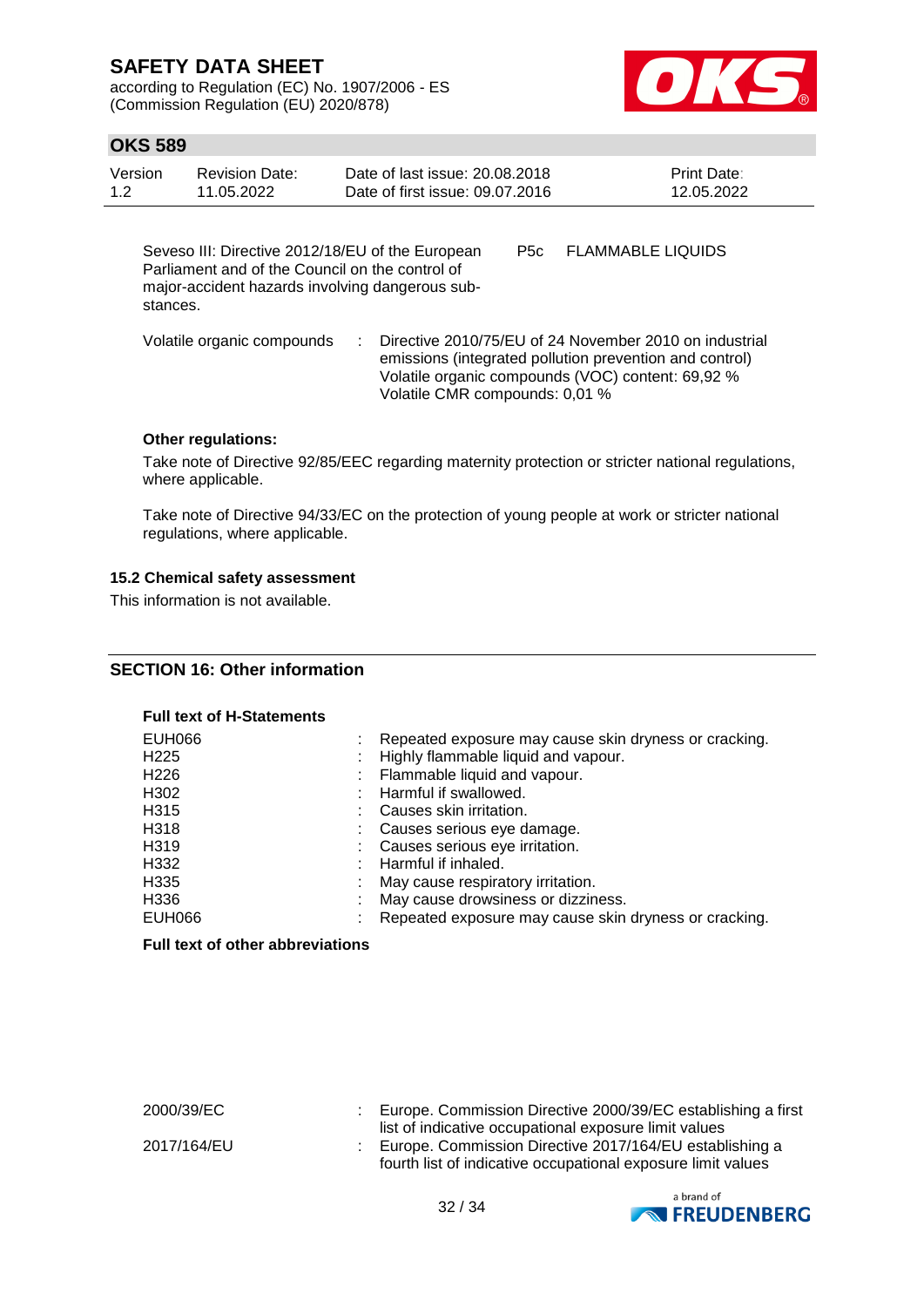| | | |
|---|---|---|
| Seveso III: Directive 2012/18/EU of the European Parliament and of the Council on the control of major-accident hazards involving dangerous substances. | P5c | FLAMMABLE LIQUIDS |

Volatile organic compounds : Directive 2010/75/EU of 24 November 2010 on industrial emissions (integrated pollution prevention and control)
Volatile organic compounds (VOC) content: 69,92 %
Volatile CMR compounds: 0,01 %

**Other regulations:**

Take note of Directive 92/85/EEC regarding maternity protection or stricter national regulations, where applicable.

Take note of Directive 94/33/EC on the protection of young people at work or stricter national regulations, where applicable.

### 15.2 Chemical safety assessment

This information is not available.

## SECTION 16: Other information

**Full text of H-Statements**

| | | |
|---|---|---|
| EUH066 | : | Repeated exposure may cause skin dryness or cracking. |
| H225 | : | Highly flammable liquid and vapour. |
| H226 | : | Flammable liquid and vapour. |
| H302 | : | Harmful if swallowed. |
| H315 | : | Causes skin irritation. |
| H318 | : | Causes serious eye damage. |
| H319 | : | Causes serious eye irritation. |
| H332 | : | Harmful if inhaled. |
| H335 | : | May cause respiratory irritation. |
| H336 | : | May cause drowsiness or dizziness. |
| EUH066 | : | Repeated exposure may cause skin dryness or cracking. |

**Full text of other abbreviations**

| | | |
|---|---|---|
| 2000/39/EC | : | Europe. Commission Directive 2000/39/EC establishing a first list of indicative occupational exposure limit values |
| 2017/164/EU | : | Europe. Commission Directive 2017/164/EU establishing a fourth list of indicative occupational exposure limit values |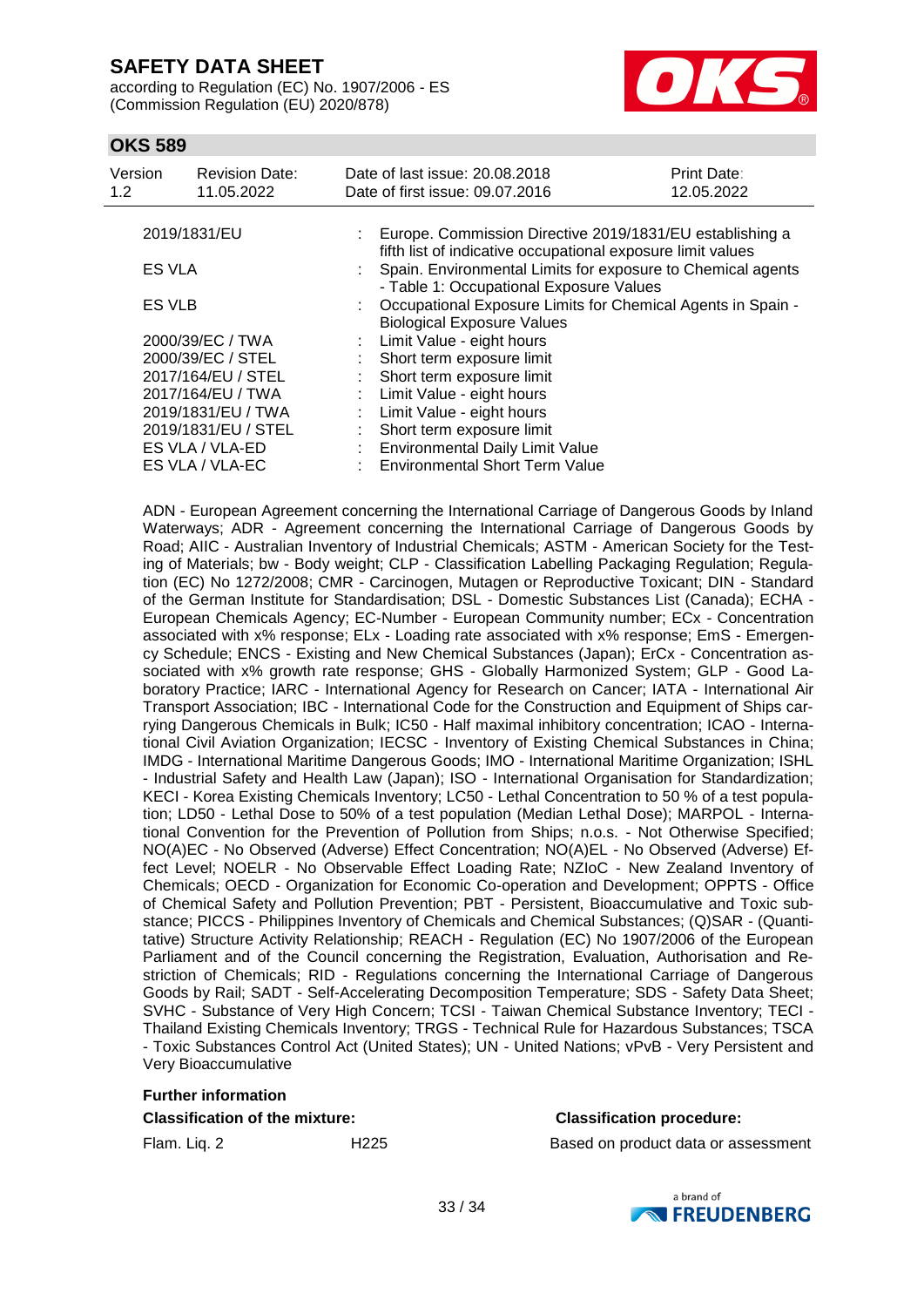| | | |
|---|---|---|
| 2019/1831/EU | : | Europe. Commission Directive 2019/1831/EU establishing a fifth list of indicative occupational exposure limit values |
| ES VLA | : | Spain. Environmental Limits for exposure to Chemical agents - Table 1: Occupational Exposure Values |
| ES VLB | : | Occupational Exposure Limits for Chemical Agents in Spain - Biological Exposure Values |
| 2000/39/EC / TWA | : | Limit Value - eight hours |
| 2000/39/EC / STEL | : | Short term exposure limit |
| 2017/164/EU / STEL | : | Short term exposure limit |
| 2017/164/EU / TWA | : | Limit Value - eight hours |
| 2019/1831/EU / TWA | : | Limit Value - eight hours |
| 2019/1831/EU / STEL | : | Short term exposure limit |
| ES VLA / VLA-ED | : | Environmental Daily Limit Value |
| ES VLA / VLA-EC | : | Environmental Short Term Value |

ADN - European Agreement concerning the International Carriage of Dangerous Goods by Inland Waterways; ADR - Agreement concerning the International Carriage of Dangerous Goods by Road; AIIC - Australian Inventory of Industrial Chemicals; ASTM - American Society for the Testing of Materials; bw - Body weight; CLP - Classification Labelling Packaging Regulation; Regulation (EC) No 1272/2008; CMR - Carcinogen, Mutagen or Reproductive Toxicant; DIN - Standard of the German Institute for Standardisation; DSL - Domestic Substances List (Canada); ECHA - European Chemicals Agency; EC-Number - European Community number; ECx - Concentration associated with x% response; ELx - Loading rate associated with x% response; EmS - Emergency Schedule; ENCS - Existing and New Chemical Substances (Japan); ErCx - Concentration associated with x% growth rate response; GHS - Globally Harmonized System; GLP - Good Laboratory Practice; IARC - International Agency for Research on Cancer; IATA - International Air Transport Association; IBC - International Code for the Construction and Equipment of Ships carrying Dangerous Chemicals in Bulk; IC50 - Half maximal inhibitory concentration; ICAO - International Civil Aviation Organization; IECSC - Inventory of Existing Chemical Substances in China; IMDG - International Maritime Dangerous Goods; IMO - International Maritime Organization; ISHL - Industrial Safety and Health Law (Japan); ISO - International Organisation for Standardization; KECI - Korea Existing Chemicals Inventory; LC50 - Lethal Concentration to 50 % of a test population; LD50 - Lethal Dose to 50% of a test population (Median Lethal Dose); MARPOL - International Convention for the Prevention of Pollution from Ships; n.o.s. - Not Otherwise Specified; NO(A)EC - No Observed (Adverse) Effect Concentration; NO(A)EL - No Observed (Adverse) Effect Level; NOELR - No Observable Effect Loading Rate; NZIoC - New Zealand Inventory of Chemicals; OECD - Organization for Economic Co-operation and Development; OPPTS - Office of Chemical Safety and Pollution Prevention; PBT - Persistent, Bioaccumulative and Toxic substance; PICCS - Philippines Inventory of Chemicals and Chemical Substances; (Q)SAR - (Quantitative) Structure Activity Relationship; REACH - Regulation (EC) No 1907/2006 of the European Parliament and of the Council concerning the Registration, Evaluation, Authorisation and Restriction of Chemicals; RID - Regulations concerning the International Carriage of Dangerous Goods by Rail; SADT - Self-Accelerating Decomposition Temperature; SDS - Safety Data Sheet; SVHC - Substance of Very High Concern; TCSI - Taiwan Chemical Substance Inventory; TECI - Thailand Existing Chemicals Inventory; TRGS - Technical Rule for Hazardous Substances; TSCA - Toxic Substances Control Act (United States); UN - United Nations; vPvB - Very Persistent and Very Bioaccumulative

**Further information**

| **Classification of the mixture:** | | **Classification procedure:** |
|---|---|---|
| Flam. Liq. 2 | H225 | Based on product data or assessment |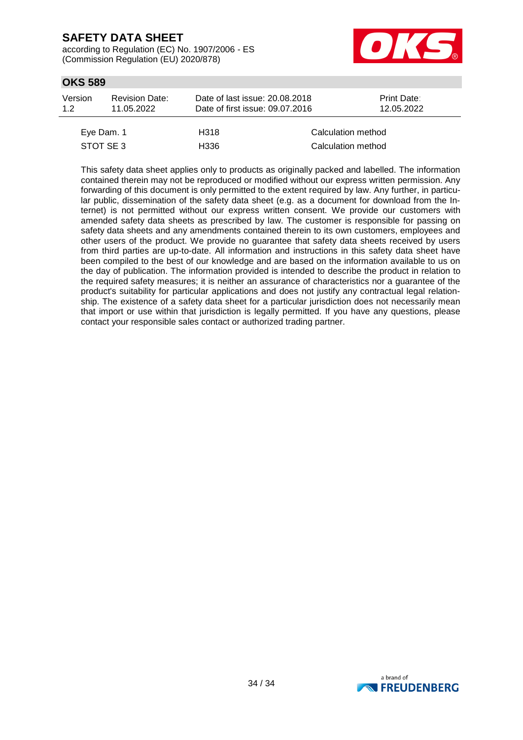| | | |
|---|---|---|
| Eye Dam. 1 | H318 | Calculation method |
| STOT SE 3 | H336 | Calculation method |

This safety data sheet applies only to products as originally packed and labelled. The information contained therein may not be reproduced or modified without our express written permission. Any forwarding of this document is only permitted to the extent required by law. Any further, in particular public, dissemination of the safety data sheet (e.g. as a document for download from the Internet) is not permitted without our express written consent. We provide our customers with amended safety data sheets as prescribed by law. The customer is responsible for passing on safety data sheets and any amendments contained therein to its own customers, employees and other users of the product. We provide no guarantee that safety data sheets received by users from third parties are up-to-date. All information and instructions in this safety data sheet have been compiled to the best of our knowledge and are based on the information available to us on the day of publication. The information provided is intended to describe the product in relation to the required safety measures; it is neither an assurance of characteristics nor a guarantee of the product's suitability for particular applications and does not justify any contractual legal relationship. The existence of a safety data sheet for a particular jurisdiction does not necessarily mean that import or use within that jurisdiction is legally permitted. If you have any questions, please contact your responsible sales contact or authorized trading partner.